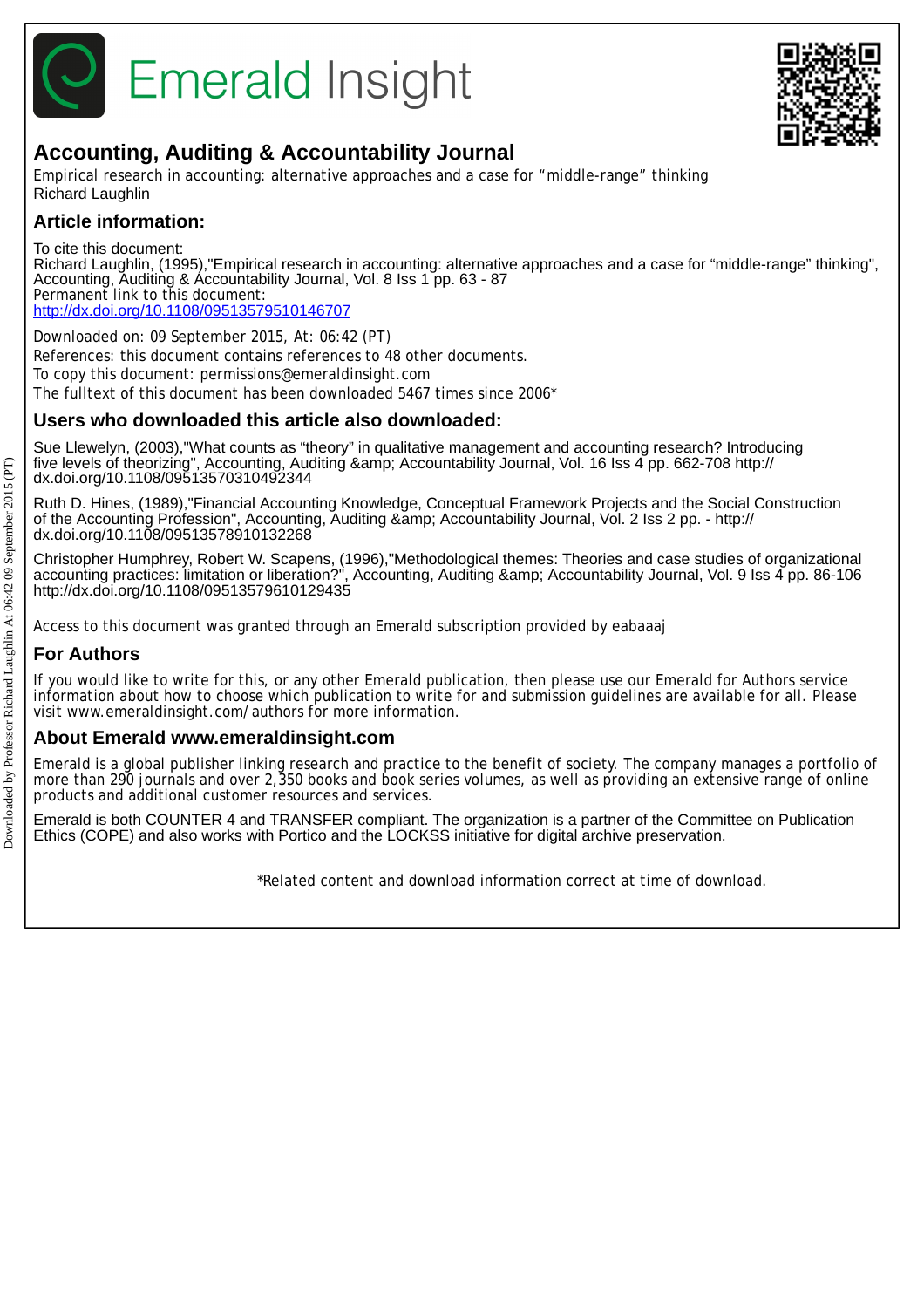# Emerald Insight

## Accounting, Auditing & Accountability Journal

Empirical research in accounting: alternative approaches and a case for "middle-range" thinking
Richard Laughlin

## Article information:

To cite this document:
Richard Laughlin, (1995),"Empirical research in accounting: alternative approaches and a case for "middle-range" thinking", Accounting, Auditing & Accountability Journal, Vol. 8 Iss 1 pp. 63 - 87
Permanent link to this document:
http://dx.doi.org/10.1108/09513579510146707

Downloaded on: 09 September 2015, At: 06:42 (PT)
References: this document contains references to 48 other documents.
To copy this document: permissions@emeraldinsight.com
The fulltext of this document has been downloaded 5467 times since 2006*

## Users who downloaded this article also downloaded:

Sue Llewelyn, (2003),"What counts as "theory" in qualitative management and accounting research? Introducing five levels of theorizing", Accounting, Auditing &amp; Accountability Journal, Vol. 16 Iss 4 pp. 662-708 http://dx.doi.org/10.1108/09513570310492344

Ruth D. Hines, (1989),"Financial Accounting Knowledge, Conceptual Framework Projects and the Social Construction of the Accounting Profession", Accounting, Auditing &amp; Accountability Journal, Vol. 2 Iss 2 pp. - http://dx.doi.org/10.1108/09513578910132268

Christopher Humphrey, Robert W. Scapens, (1996),"Methodological themes: Theories and case studies of organizational accounting practices: limitation or liberation?", Accounting, Auditing &amp; Accountability Journal, Vol. 9 Iss 4 pp. 86-106 http://dx.doi.org/10.1108/09513579610129435

Access to this document was granted through an Emerald subscription provided by eabaaaj

## For Authors

If you would like to write for this, or any other Emerald publication, then please use our Emerald for Authors service information about how to choose which publication to write for and submission guidelines are available for all. Please visit www.emeraldinsight.com/authors for more information.

## About Emerald www.emeraldinsight.com

Emerald is a global publisher linking research and practice to the benefit of society. The company manages a portfolio of more than 290 journals and over 2,350 books and book series volumes, as well as providing an extensive range of online products and additional customer resources and services.

Emerald is both COUNTER 4 and TRANSFER compliant. The organization is a partner of the Committee on Publication Ethics (COPE) and also works with Portico and the LOCKSS initiative for digital archive preservation.

*Related content and download information correct at time of download.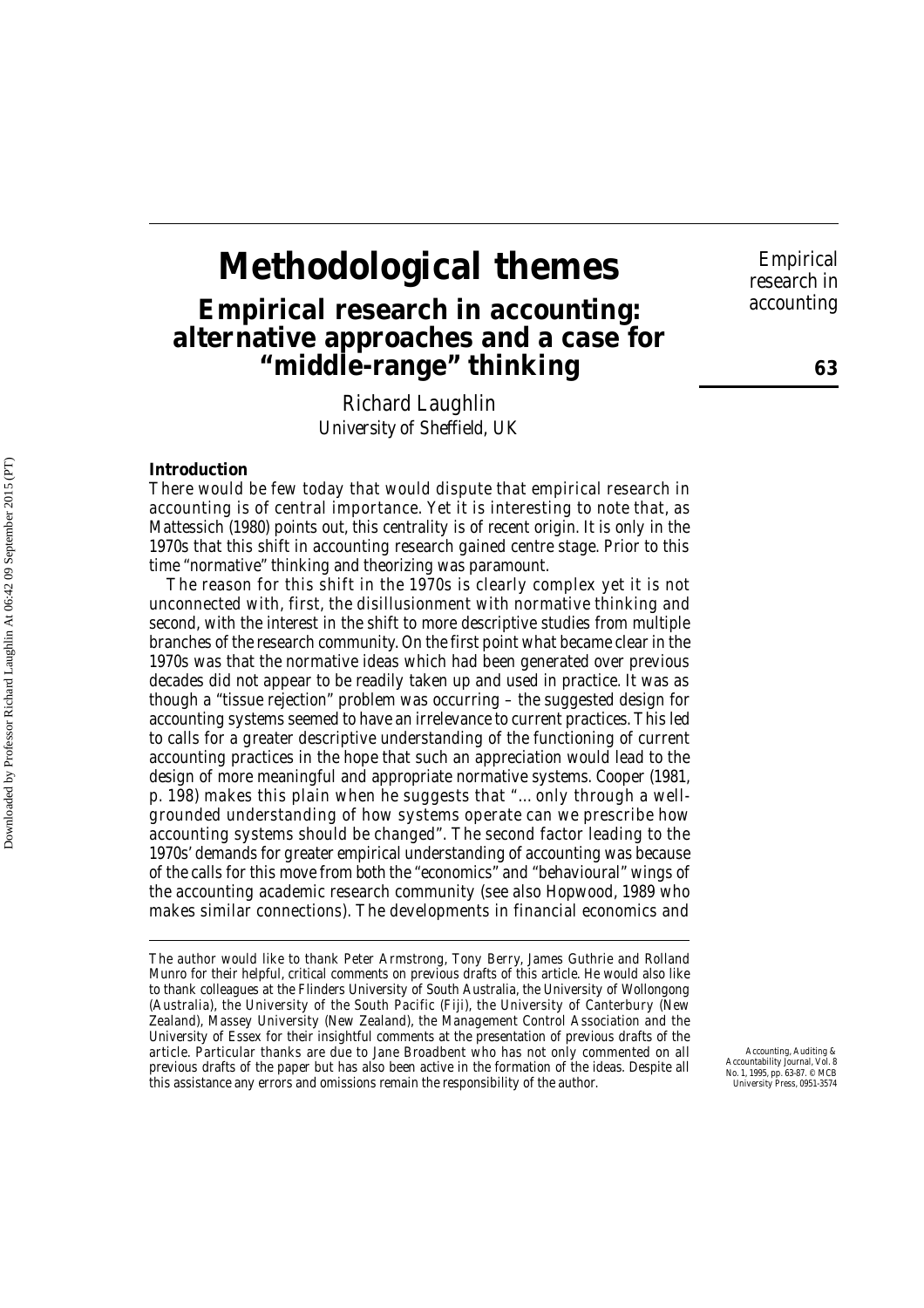# Methodological themes

## Empirical research in accounting: alternative approaches and a case for "middle-range" thinking

Richard Laughlin
*University of Sheffield, UK*

### Introduction

There would be few today that would dispute that empirical research in accounting is of central importance. Yet it is interesting to note that, as Mattessich (1980) points out, this centrality is of recent origin. It is only in the 1970s that this shift in accounting research gained centre stage. Prior to this time "normative" thinking and theorizing was paramount.

The reason for this shift in the 1970s is clearly complex yet it is not unconnected with, first, the disillusionment with normative thinking and second, with the interest in the shift to more descriptive studies from multiple branches of the research community. On the first point what became clear in the 1970s was that the normative ideas which had been generated over previous decades did not appear to be readily taken up and used in practice. It was as though a "tissue rejection" problem was occurring – the suggested design for accounting systems seemed to have an irrelevance to current practices. This led to calls for a greater descriptive understanding of the functioning of current accounting practices in the hope that such an appreciation would lead to the design of more meaningful and appropriate normative systems. Cooper (1981, p. 198) makes this plain when he suggests that "... only through a well-grounded understanding of how systems operate can we prescribe how accounting systems should be changed". The second factor leading to the 1970s' demands for greater empirical understanding of accounting was because of the calls for this move from both the "economics" and "behavioural" wings of the accounting academic research community (see also Hopwood, 1989 who makes similar connections). The developments in financial economics and

---

The author would like to thank Peter Armstrong, Tony Berry, James Guthrie and Rolland Munro for their helpful, critical comments on previous drafts of this article. He would also like to thank colleagues at the Flinders University of South Australia, the University of Wollongong (Australia), the University of the South Pacific (Fiji), the University of Canterbury (New Zealand), Massey University (New Zealand), the Management Control Association and the University of Essex for their insightful comments at the presentation of previous drafts of the article. Particular thanks are due to Jane Broadbent who has not only commented on all previous drafts of the paper but has also been active in the formation of the ideas. Despite all this assistance any errors and omissions remain the responsibility of the author.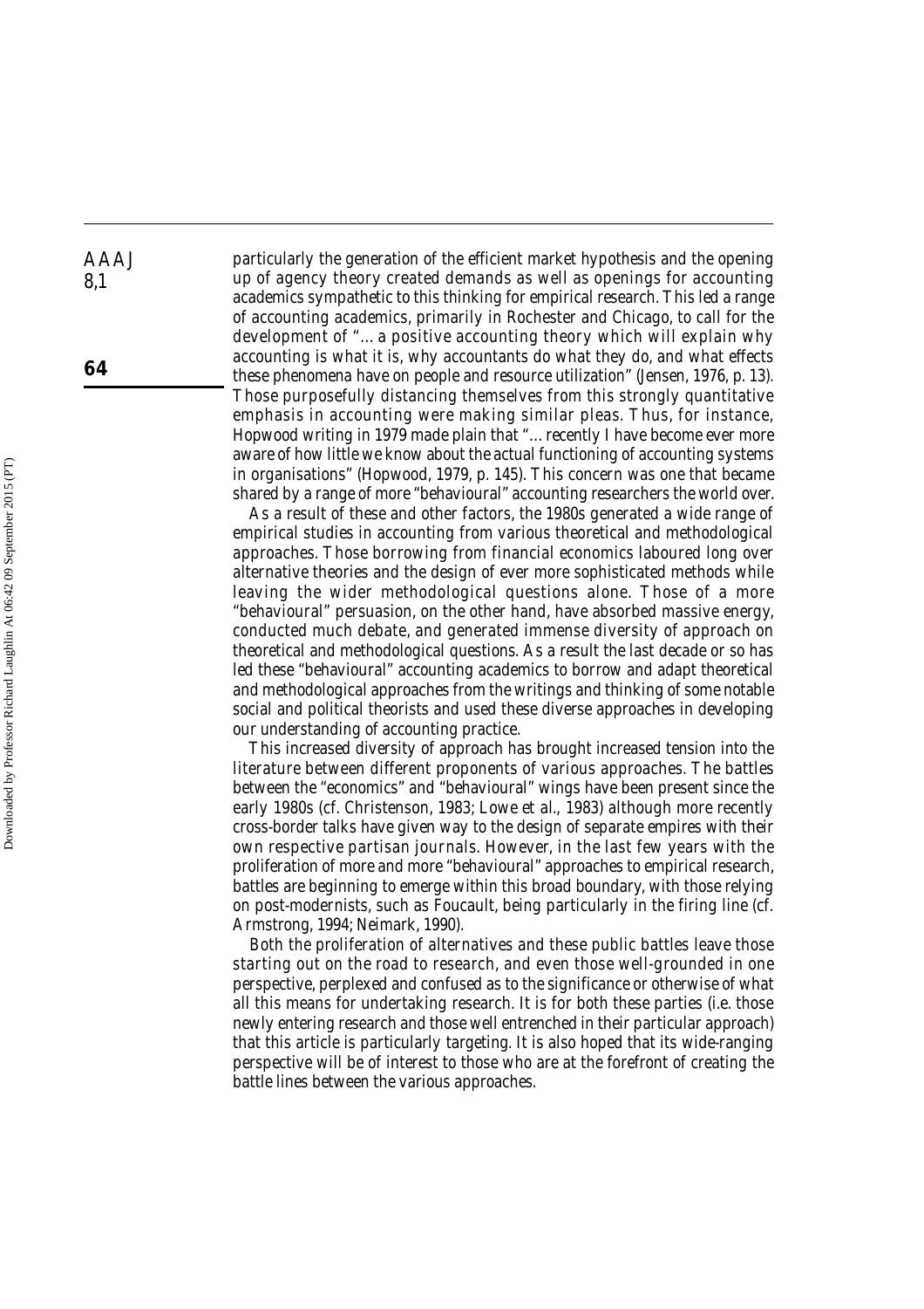particularly the generation of the efficient market hypothesis and the opening up of agency theory created demands as well as openings for accounting academics sympathetic to this thinking for empirical research. This led a range of accounting academics, primarily in Rochester and Chicago, to call for the development of "... a positive accounting theory which will explain why accounting is what it is, why accountants do what they do, and what effects these phenomena have on people and resource utilization" (Jensen, 1976, p. 13). Those purposefully distancing themselves from this strongly quantitative emphasis in accounting were making similar pleas. Thus, for instance, Hopwood writing in 1979 made plain that "... recently I have become ever more aware of how little we know about the actual functioning of accounting systems in organisations" (Hopwood, 1979, p. 145). This concern was one that became shared by a range of more "behavioural" accounting researchers the world over.

As a result of these and other factors, the 1980s generated a wide range of empirical studies in accounting from various theoretical and methodological approaches. Those borrowing from financial economics laboured long over alternative theories and the design of ever more sophisticated methods while leaving the wider methodological questions alone. Those of a more "behavioural" persuasion, on the other hand, have absorbed massive energy, conducted much debate, and generated immense diversity of approach on theoretical and methodological questions. As a result the last decade or so has led these "behavioural" accounting academics to borrow and adapt theoretical and methodological approaches from the writings and thinking of some notable social and political theorists and used these diverse approaches in developing our understanding of accounting practice.

This increased diversity of approach has brought increased tension into the literature between different proponents of various approaches. The battles between the "economics" and "behavioural" wings have been present since the early 1980s (cf. Christenson, 1983; Lowe et al., 1983) although more recently cross-border talks have given way to the design of separate empires with their own respective partisan journals. However, in the last few years with the proliferation of more and more "behavioural" approaches to empirical research, battles are beginning to emerge within this broad boundary, with those relying on post-modernists, such as Foucault, being particularly in the firing line (cf. Armstrong, 1994; Neimark, 1990).

Both the proliferation of alternatives and these public battles leave those starting out on the road to research, and even those well-grounded in one perspective, perplexed and confused as to the significance or otherwise of what all this means for undertaking research. It is for both these parties (i.e. those newly entering research and those well entrenched in their particular approach) that this article is particularly targeting. It is also hoped that its wide-ranging perspective will be of interest to those who are at the forefront of creating the battle lines between the various approaches.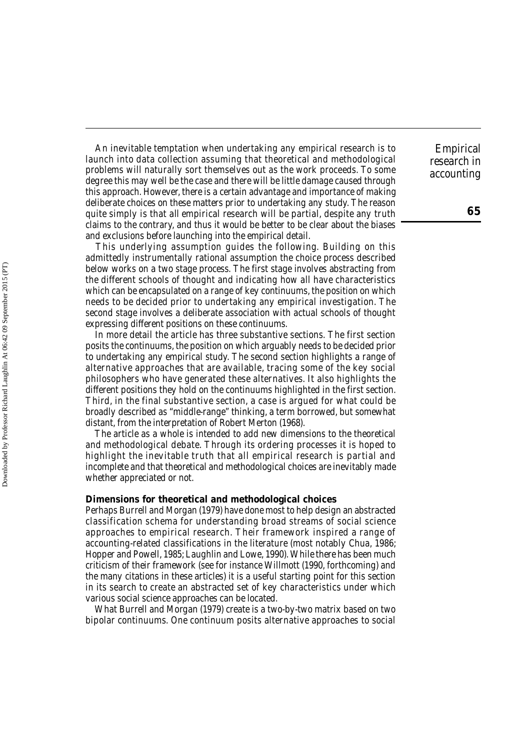An inevitable temptation when undertaking any empirical research is to launch into data collection assuming that theoretical and methodological problems will naturally sort themselves out as the work proceeds. To some degree this may well be the case and there will be little damage caused through this approach. However, there is a certain advantage and importance of making deliberate choices on these matters prior to undertaking any study. The reason quite simply is that all empirical research will be partial, despite any truth claims to the contrary, and thus it would be better to be clear about the biases and exclusions before launching into the empirical detail.

This underlying assumption guides the following. Building on this admittedly instrumentally rational assumption the choice process described below works on a two stage process. The first stage involves abstracting from the different schools of thought and indicating how all have characteristics which can be encapsulated on a range of key continuums, the position on which needs to be decided prior to undertaking any empirical investigation. The second stage involves a deliberate association with actual schools of thought expressing different positions on these continuums.

In more detail the article has three substantive sections. The first section posits the continuums, the position on which arguably needs to be decided prior to undertaking any empirical study. The second section highlights a range of alternative approaches that are available, tracing some of the key social philosophers who have generated these alternatives. It also highlights the different positions they hold on the continuums highlighted in the first section. Third, in the final substantive section, a case is argued for what could be broadly described as "middle-range" thinking, a term borrowed, but somewhat distant, from the interpretation of Robert Merton (1968).

The article as a whole is intended to add new dimensions to the theoretical and methodological debate. Through its ordering processes it is hoped to highlight the inevitable truth that all empirical research is partial and incomplete and that theoretical and methodological choices are inevitably made whether appreciated or not.

## Dimensions for theoretical and methodological choices

Perhaps Burrell and Morgan (1979) have done most to help design an abstracted classification schema for understanding broad streams of social science approaches to empirical research. Their framework inspired a range of accounting-related classifications in the literature (most notably Chua, 1986; Hopper and Powell, 1985; Laughlin and Lowe, 1990). While there has been much criticism of their framework (see for instance Willmott (1990, forthcoming) and the many citations in these articles) it is a useful starting point for this section in its search to create an abstracted set of key characteristics under which various social science approaches can be located.

What Burrell and Morgan (1979) create is a two-by-two matrix based on two bipolar continuums. One continuum posits alternative approaches to social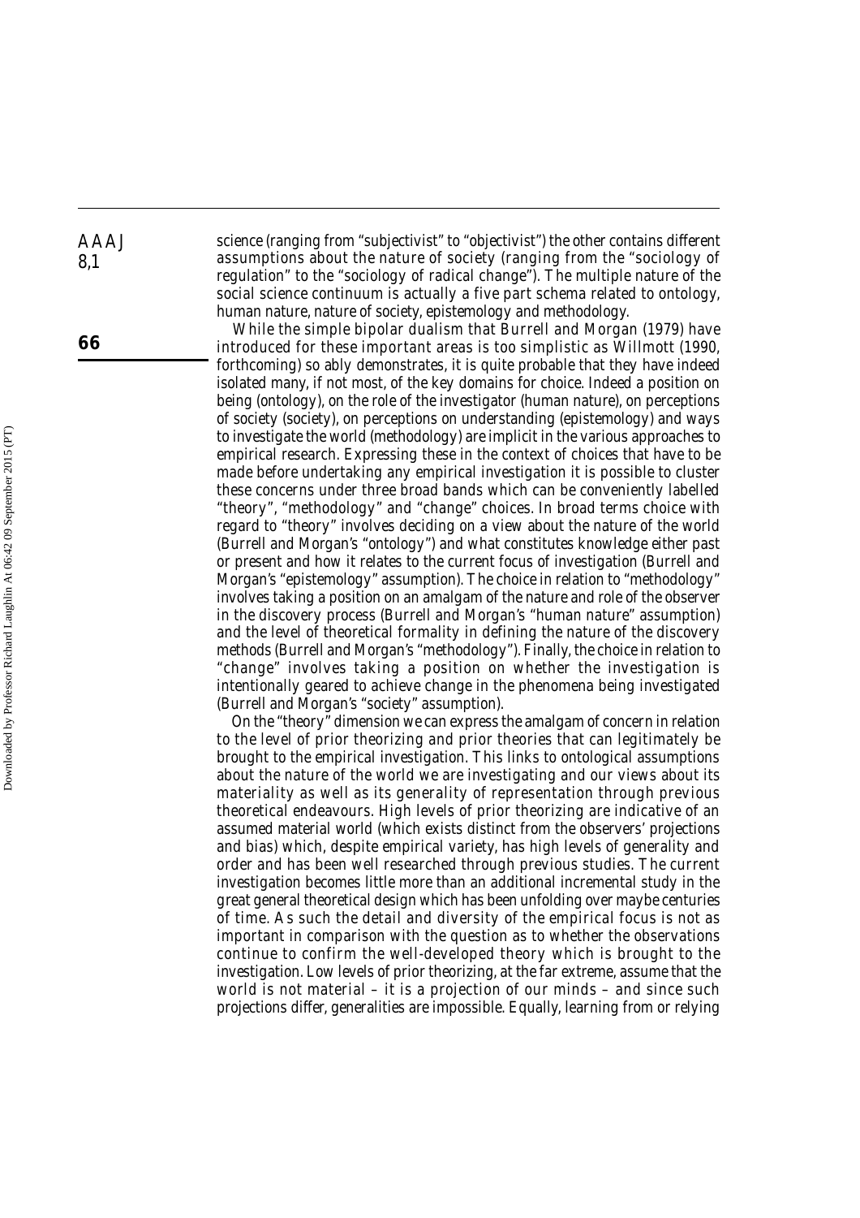science (ranging from "subjectivist" to "objectivist") the other contains different assumptions about the nature of society (ranging from the "sociology of regulation" to the "sociology of radical change"). The multiple nature of the social science continuum is actually a five part schema related to ontology, human nature, nature of society, epistemology and methodology.

While the simple bipolar dualism that Burrell and Morgan (1979) have introduced for these important areas is too simplistic as Willmott (1990, forthcoming) so ably demonstrates, it is quite probable that they have indeed isolated many, if not most, of the key domains for choice. Indeed a position on being (ontology), on the role of the investigator (human nature), on perceptions of society (society), on perceptions on understanding (epistemology) and ways to investigate the world (methodology) are implicit in the various approaches to empirical research. Expressing these in the context of choices that have to be made before undertaking any empirical investigation it is possible to cluster these concerns under three broad bands which can be conveniently labelled "theory", "methodology" and "change" choices. In broad terms choice with regard to "theory" involves deciding on a view about the nature of the world (Burrell and Morgan's "ontology") and what constitutes knowledge either past or present and how it relates to the current focus of investigation (Burrell and Morgan's "epistemology" assumption). The choice in relation to "methodology" involves taking a position on an amalgam of the nature and role of the observer in the discovery process (Burrell and Morgan's "human nature" assumption) and the level of theoretical formality in defining the nature of the discovery methods (Burrell and Morgan's "methodology"). Finally, the choice in relation to "change" involves taking a position on whether the investigation is intentionally geared to achieve change in the phenomena being investigated (Burrell and Morgan's "society" assumption).

On the "theory" dimension we can express the amalgam of concern in relation to the level of prior theorizing and prior theories that can legitimately be brought to the empirical investigation. This links to ontological assumptions about the nature of the world we are investigating and our views about its materiality as well as its generality of representation through previous theoretical endeavours. High levels of prior theorizing are indicative of an assumed material world (which exists distinct from the observers' projections and bias) which, despite empirical variety, has high levels of generality and order and has been well researched through previous studies. The current investigation becomes little more than an additional incremental study in the great general theoretical design which has been unfolding over maybe centuries of time. As such the detail and diversity of the empirical focus is not as important in comparison with the question as to whether the observations continue to confirm the well-developed theory which is brought to the investigation. Low levels of prior theorizing, at the far extreme, assume that the world is not material – it is a projection of our minds – and since such projections differ, generalities are impossible. Equally, learning from or relying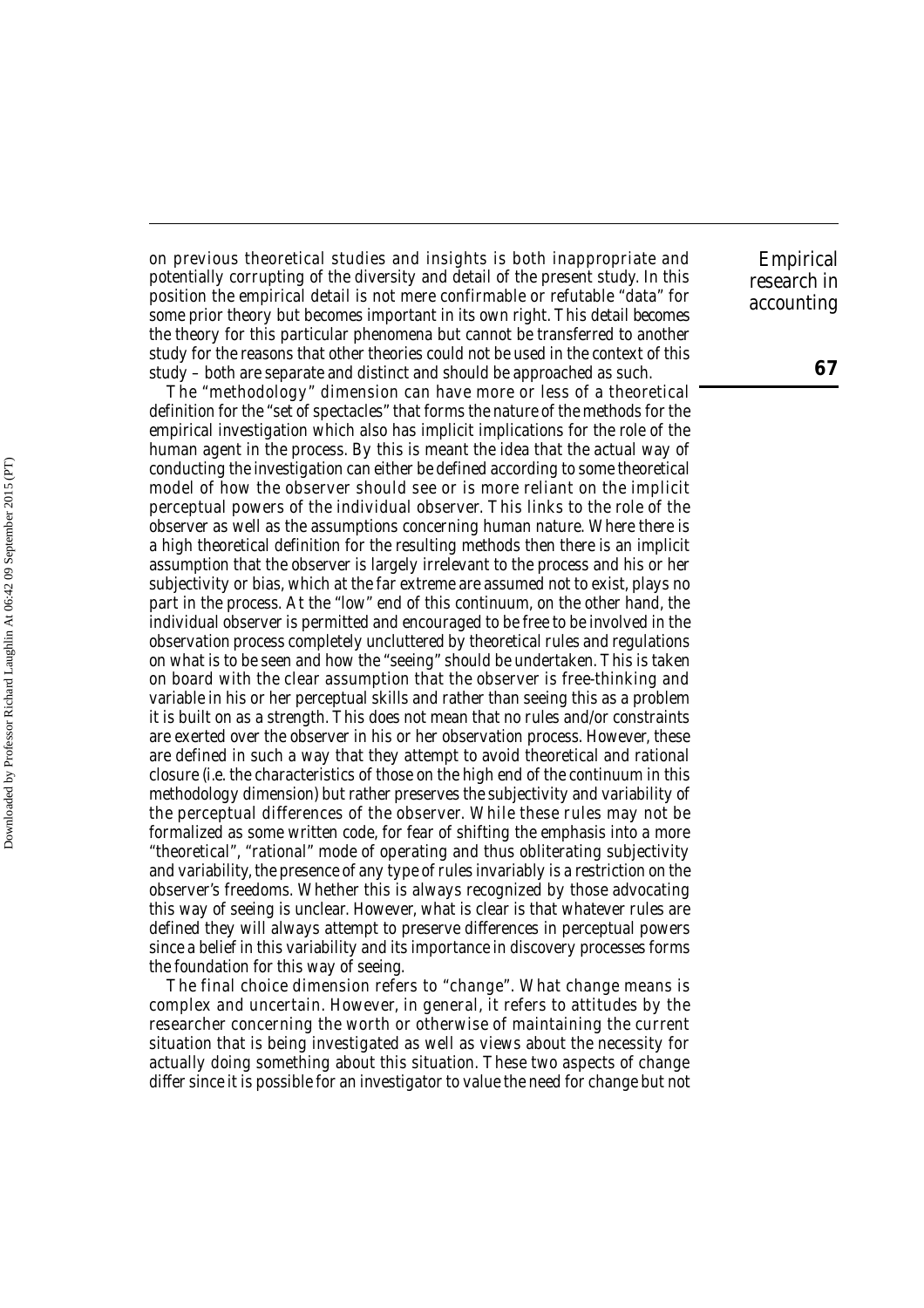on previous theoretical studies and insights is both inappropriate and potentially corrupting of the diversity and detail of the present study. In this position the empirical detail is not mere confirmable or refutable "data" for some prior theory but becomes important in its own right. This detail becomes the theory for this particular phenomena but cannot be transferred to another study for the reasons that other theories could not be used in the context of this study – both are separate and distinct and should be approached as such.

The "methodology" dimension can have more or less of a theoretical definition for the "set of spectacles" that forms the nature of the methods for the empirical investigation which also has implicit implications for the role of the human agent in the process. By this is meant the idea that the actual way of conducting the investigation can either be defined according to some theoretical model of how the observer should see or is more reliant on the implicit perceptual powers of the individual observer. This links to the role of the observer as well as the assumptions concerning human nature. Where there is a high theoretical definition for the resulting methods then there is an implicit assumption that the observer is largely irrelevant to the process and his or her subjectivity or bias, which at the far extreme are assumed not to exist, plays no part in the process. At the "low" end of this continuum, on the other hand, the individual observer is permitted and encouraged to be free to be involved in the observation process completely uncluttered by theoretical rules and regulations on what is to be seen and how the "seeing" should be undertaken. This is taken on board with the clear assumption that the observer is free-thinking and variable in his or her perceptual skills and rather than seeing this as a problem it is built on as a strength. This does not mean that no rules and/or constraints are exerted over the observer in his or her observation process. However, these are defined in such a way that they attempt to avoid theoretical and rational closure (i.e. the characteristics of those on the high end of the continuum in this methodology dimension) but rather preserves the subjectivity and variability of the perceptual differences of the observer. While these rules may not be formalized as some written code, for fear of shifting the emphasis into a more "theoretical", "rational" mode of operating and thus obliterating subjectivity and variability, the presence of any type of rules invariably is a restriction on the observer's freedoms. Whether this is always recognized by those advocating this way of seeing is unclear. However, what is clear is that whatever rules are defined they will always attempt to preserve differences in perceptual powers since a belief in this variability and its importance in discovery processes forms the foundation for this way of seeing.

The final choice dimension refers to "change". What change means is complex and uncertain. However, in general, it refers to attitudes by the researcher concerning the worth or otherwise of maintaining the current situation that is being investigated as well as views about the necessity for actually doing something about this situation. These two aspects of change differ since it is possible for an investigator to value the need for change but not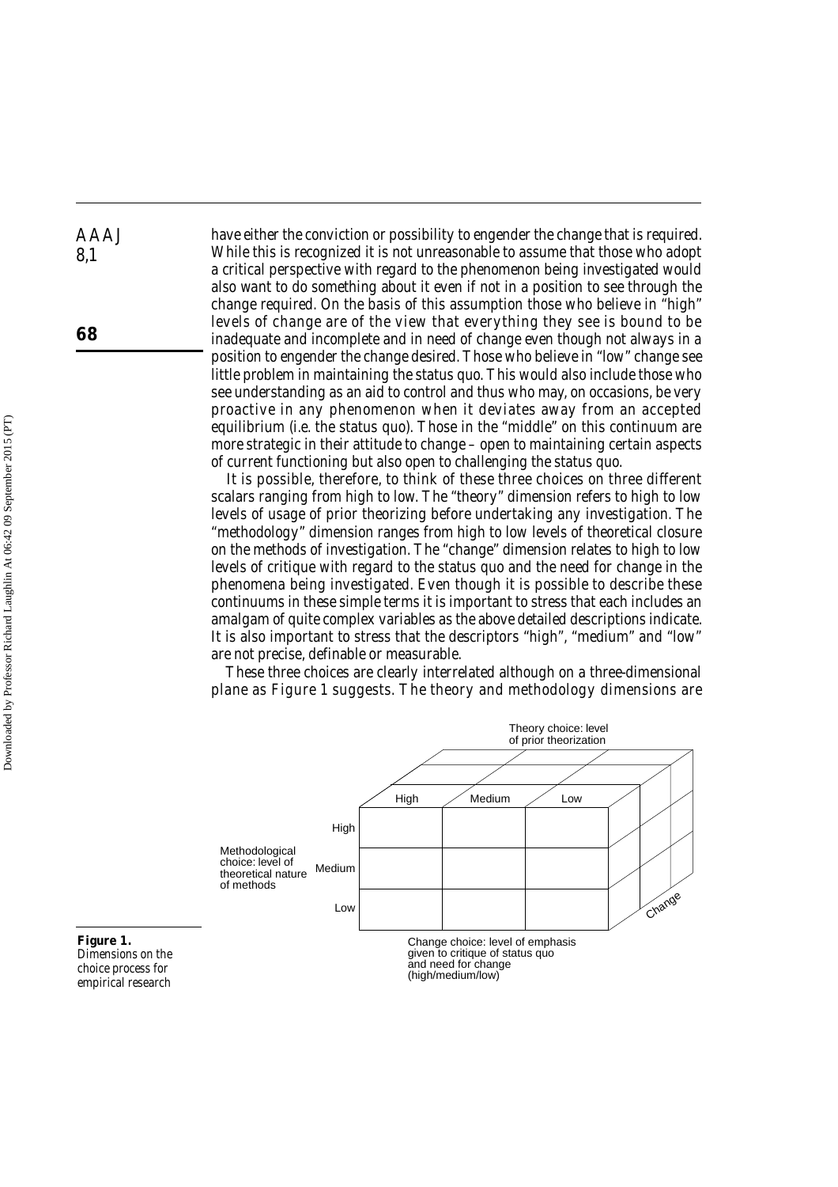have either the conviction or possibility to engender the change that is required. While this is recognized it is not unreasonable to assume that those who adopt a critical perspective with regard to the phenomenon being investigated would also want to do something about it even if not in a position to see through the change required. On the basis of this assumption those who believe in "high" levels of change are of the view that everything they see is bound to be inadequate and incomplete and in need of change even though not always in a position to engender the change desired. Those who believe in "low" change see little problem in maintaining the status quo. This would also include those who see understanding as an aid to control and thus who may, on occasions, be very proactive in any phenomenon when it deviates away from an accepted equilibrium (i.e. the status quo). Those in the "middle" on this continuum are more strategic in their attitude to change – open to maintaining certain aspects of current functioning but also open to challenging the status quo.

It is possible, therefore, to think of these three choices on three different scalars ranging from high to low. The "theory" dimension refers to high to low levels of usage of prior theorizing before undertaking any investigation. The "methodology" dimension ranges from high to low levels of theoretical closure on the methods of investigation. The "change" dimension relates to high to low levels of critique with regard to the status quo and the need for change in the phenomena being investigated. Even though it is possible to describe these continuums in these simple terms it is important to stress that each includes an amalgam of quite complex variables as the above detailed descriptions indicate. It is also important to stress that the descriptors "high", "medium" and "low" are not precise, definable or measurable.

These three choices are clearly interrelated although on a three-dimensional plane as Figure 1 suggests. The theory and methodology dimensions are

Theory choice: level of prior theorization

High Medium Low

Methodological choice: level of theoretical nature of methods

High

Medium

Low

Change

Change choice: level of emphasis given to critique of status quo and need for change (high/medium/low)

**Figure 1.** Dimensions on the choice process for empirical research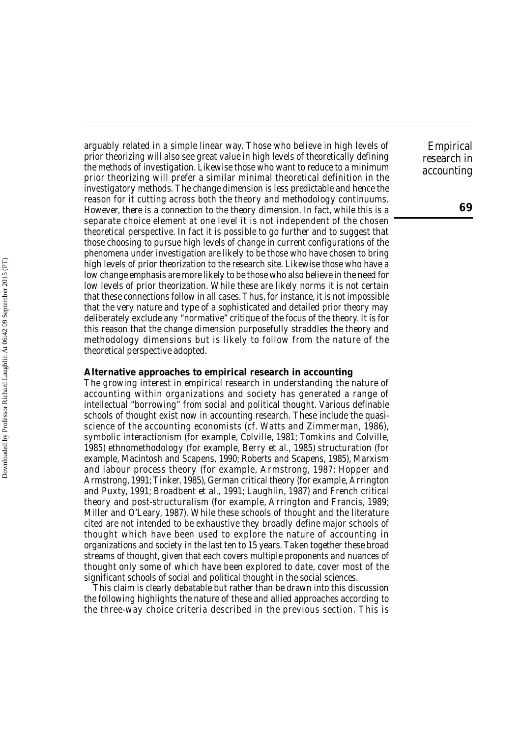arguably related in a simple linear way. Those who believe in high levels of prior theorizing will also see great value in high levels of theoretically defining the methods of investigation. Likewise those who want to reduce to a minimum prior theorizing will prefer a similar minimal theoretical definition in the investigatory methods. The change dimension is less predictable and hence the reason for it cutting across both the theory and methodology continuums. However, there is a connection to the theory dimension. In fact, while this is a separate choice element at one level it is not independent of the chosen theoretical perspective. In fact it is possible to go further and to suggest that those choosing to pursue high levels of change in current configurations of the phenomena under investigation are likely to be those who have chosen to bring high levels of prior theorization to the research site. Likewise those who have a low change emphasis are more likely to be those who also believe in the need for low levels of prior theorization. While these are likely norms it is not certain that these connections follow in all cases. Thus, for instance, it is not impossible that the very nature and type of a sophisticated and detailed prior theory may deliberately exclude any "normative" critique of the focus of the theory. It is for this reason that the change dimension purposefully straddles the theory and methodology dimensions but is likely to follow from the nature of the theoretical perspective adopted.

**Alternative approaches to empirical research in accounting**

The growing interest in empirical research in understanding the nature of accounting within organizations and society has generated a range of intellectual "borrowing" from social and political thought. Various definable schools of thought exist now in accounting research. These include the quasi-science of the accounting economists (cf. Watts and Zimmerman, 1986), symbolic interactionism (for example, Colville, 1981; Tomkins and Colville, 1985) ethnomethodology (for example, Berry et al., 1985) structuration (for example, Macintosh and Scapens, 1990; Roberts and Scapens, 1985), Marxism and labour process theory (for example, Armstrong, 1987; Hopper and Armstrong, 1991; Tinker, 1985), German critical theory (for example, Arrington and Puxty, 1991; Broadbent et al., 1991; Laughlin, 1987) and French critical theory and post-structuralism (for example, Arrington and Francis, 1989; Miller and O'Leary, 1987). While these schools of thought and the literature cited are not intended to be exhaustive they broadly define major schools of thought which have been used to explore the nature of accounting in organizations and society in the last ten to 15 years. Taken together these broad streams of thought, given that each covers multiple proponents and nuances of thought only some of which have been explored to date, cover most of the significant schools of social and political thought in the social sciences.

This claim is clearly debatable but rather than be drawn into this discussion the following highlights the nature of these and allied approaches according to the three-way choice criteria described in the previous section. This is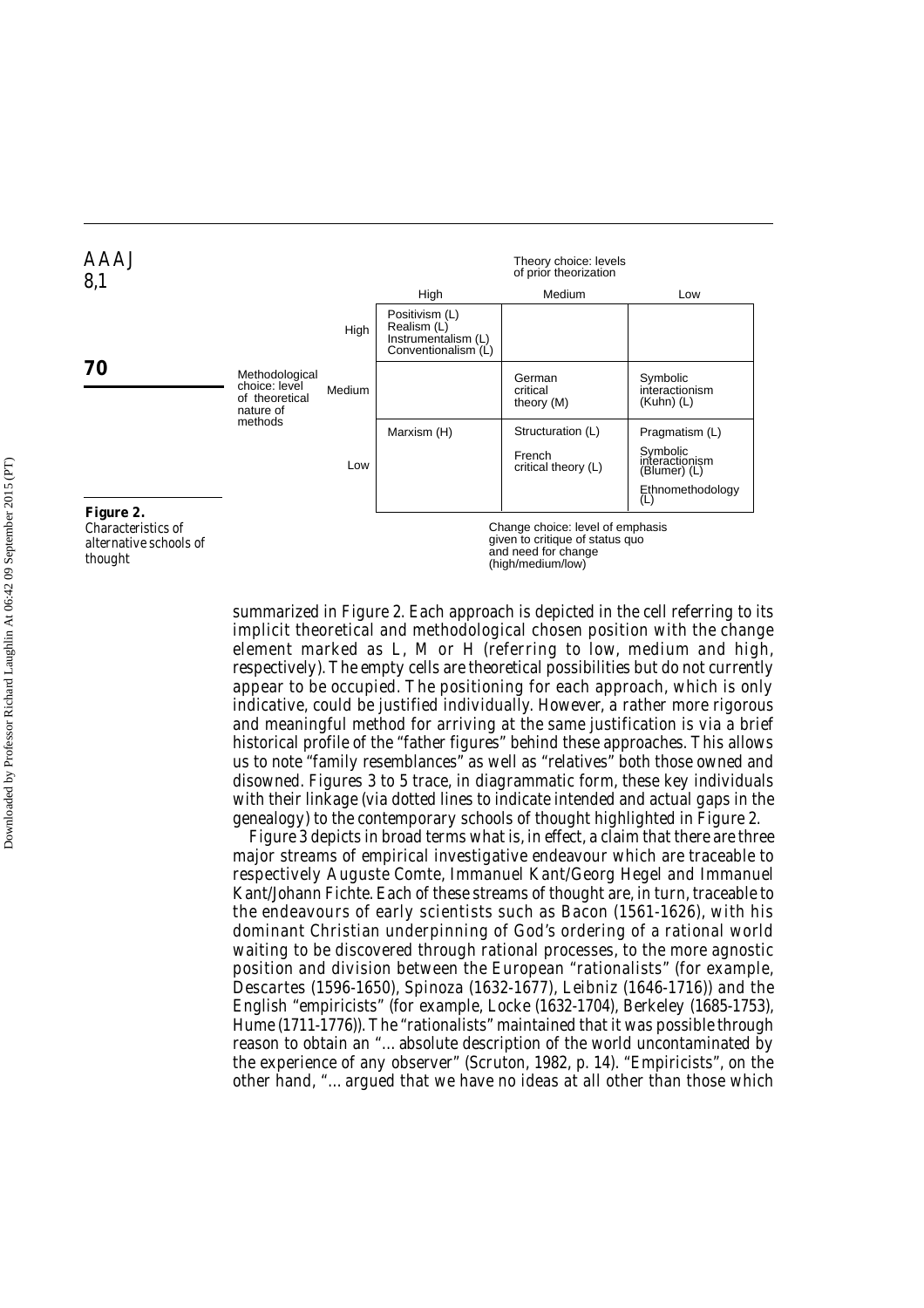| | | Theory choice: levels of prior theorization | | |
|---|---|---|---|---|
| | | High | Medium | Low |
| Methodological choice: level of theoretical nature of methods | High | Positivism (L)<br>Realism (L)<br>Instrumentalism (L)<br>Conventionalism (L) | | |
| | Medium | | German critical theory (M) | Symbolic interactionism (Kuhn) (L) |
| | Low | Marxism (H) | Structuration (L)<br>French critical theory (L) | Pragmatism (L)<br>Symbolic interactionism (Blumer) (L)<br>Ethnomethodology (L) |

Change choice: level of emphasis given to critique of status quo and need for change (high/medium/low)

**Figure 2.** Characteristics of alternative schools of thought

summarized in Figure 2. Each approach is depicted in the cell referring to its implicit theoretical and methodological chosen position with the change element marked as L, M or H (referring to low, medium and high, respectively). The empty cells are theoretical possibilities but do not currently appear to be occupied. The positioning for each approach, which is only indicative, could be justified individually. However, a rather more rigorous and meaningful method for arriving at the same justification is via a brief historical profile of the "father figures" behind these approaches. This allows us to note "family resemblances" as well as "relatives" both those owned and disowned. Figures 3 to 5 trace, in diagrammatic form, these key individuals with their linkage (via dotted lines to indicate intended and actual gaps in the genealogy) to the contemporary schools of thought highlighted in Figure 2.

Figure 3 depicts in broad terms what is, in effect, a claim that there are three major streams of empirical investigative endeavour which are traceable to respectively Auguste Comte, Immanuel Kant/Georg Hegel and Immanuel Kant/Johann Fichte. Each of these streams of thought are, in turn, traceable to the endeavours of early scientists such as Bacon (1561-1626), with his dominant Christian underpinning of God's ordering of a rational world waiting to be discovered through rational processes, to the more agnostic position and division between the European "rationalists" (for example, Descartes (1596-1650), Spinoza (1632-1677), Leibniz (1646-1716)) and the English "empiricists" (for example, Locke (1632-1704), Berkeley (1685-1753), Hume (1711-1776)). The "rationalists" maintained that it was possible through reason to obtain an "... absolute description of the world uncontaminated by the experience of any observer" (Scruton, 1982, p. 14). "Empiricists", on the other hand, "... argued that we have no ideas at all other than those which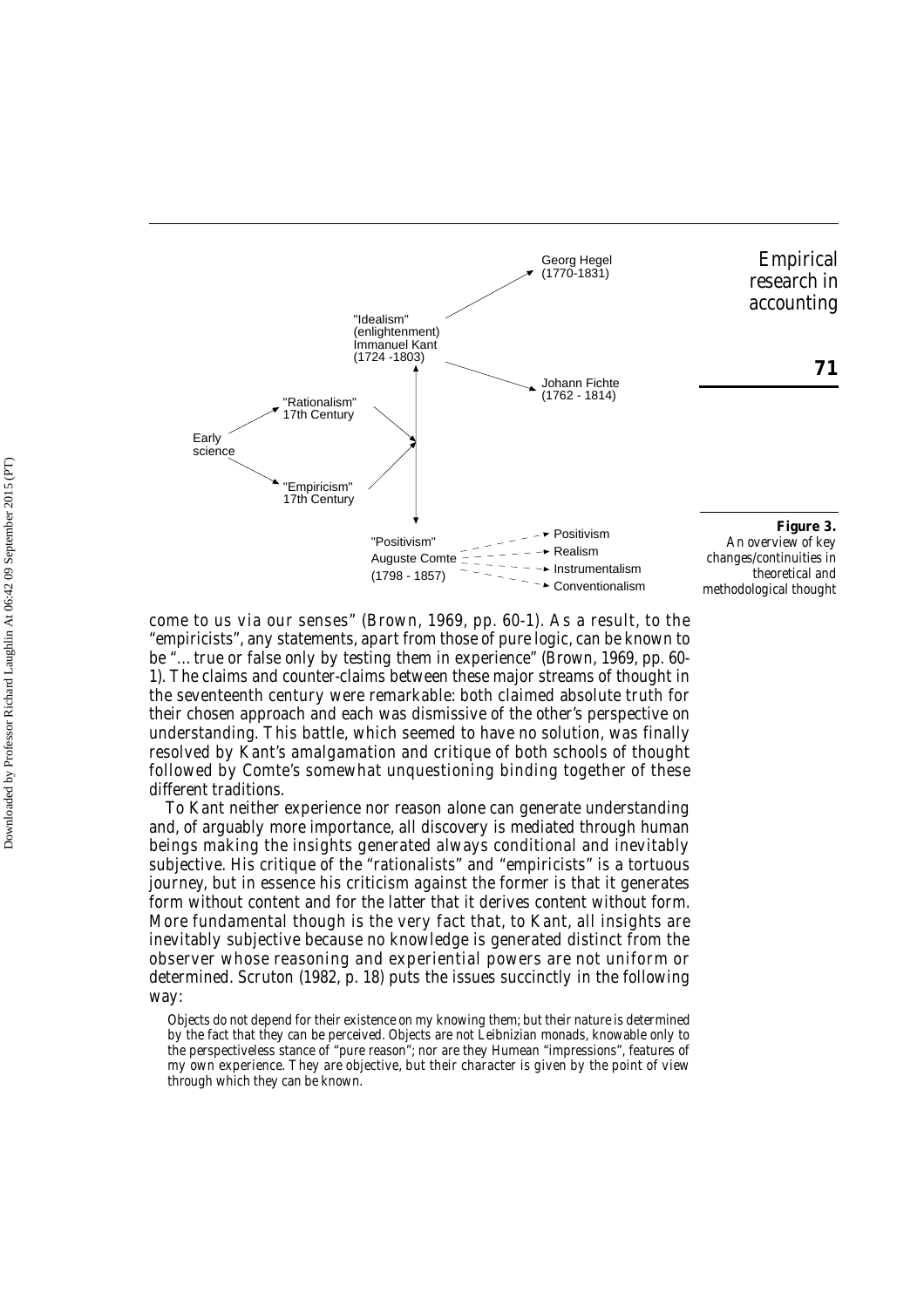Early science

"Rationalism" 17th Century

"Empiricism" 17th Century

"Idealism" (enlightenment) Immanuel Kant (1724 -1803)

Georg Hegel (1770-1831)

Johann Fichte (1762 - 1814)

"Positivism" Auguste Comte (1798 - 1857)

Positivism

Realism

Instrumentalism

Conventionalism

**Figure 3.** *An overview of key changes/continuities in theoretical and methodological thought*

come to us via our senses" (Brown, 1969, pp. 60-1). As a result, to the "empiricists", any statements, apart from those of pure logic, can be known to be "... true or false only by testing them in experience" (Brown, 1969, pp. 60-1). The claims and counter-claims between these major streams of thought in the seventeenth century were remarkable: both claimed absolute truth for their chosen approach and each was dismissive of the other's perspective on understanding. This battle, which seemed to have no solution, was finally resolved by Kant's amalgamation and critique of both schools of thought followed by Comte's somewhat unquestioning binding together of these different traditions.

To Kant neither experience nor reason alone can generate understanding and, of arguably more importance, all discovery is mediated through human beings making the insights generated always conditional and inevitably subjective. His critique of the "rationalists" and "empiricists" is a tortuous journey, but in essence his criticism against the former is that it generates form without content and for the latter that it derives content without form. More fundamental though is the very fact that, to Kant, all insights are inevitably subjective because no knowledge is generated distinct from the observer whose reasoning and experiential powers are not uniform or determined. Scruton (1982, p. 18) puts the issues succinctly in the following way:

> Objects do not depend for their existence on my knowing them; but their nature is determined by the fact that they can be perceived. Objects are not Leibnizian monads, knowable only to the perspectiveless stance of "pure reason"; nor are they Humean "impressions", features of my own experience. They are objective, but their character is given by the point of view through which they can be known.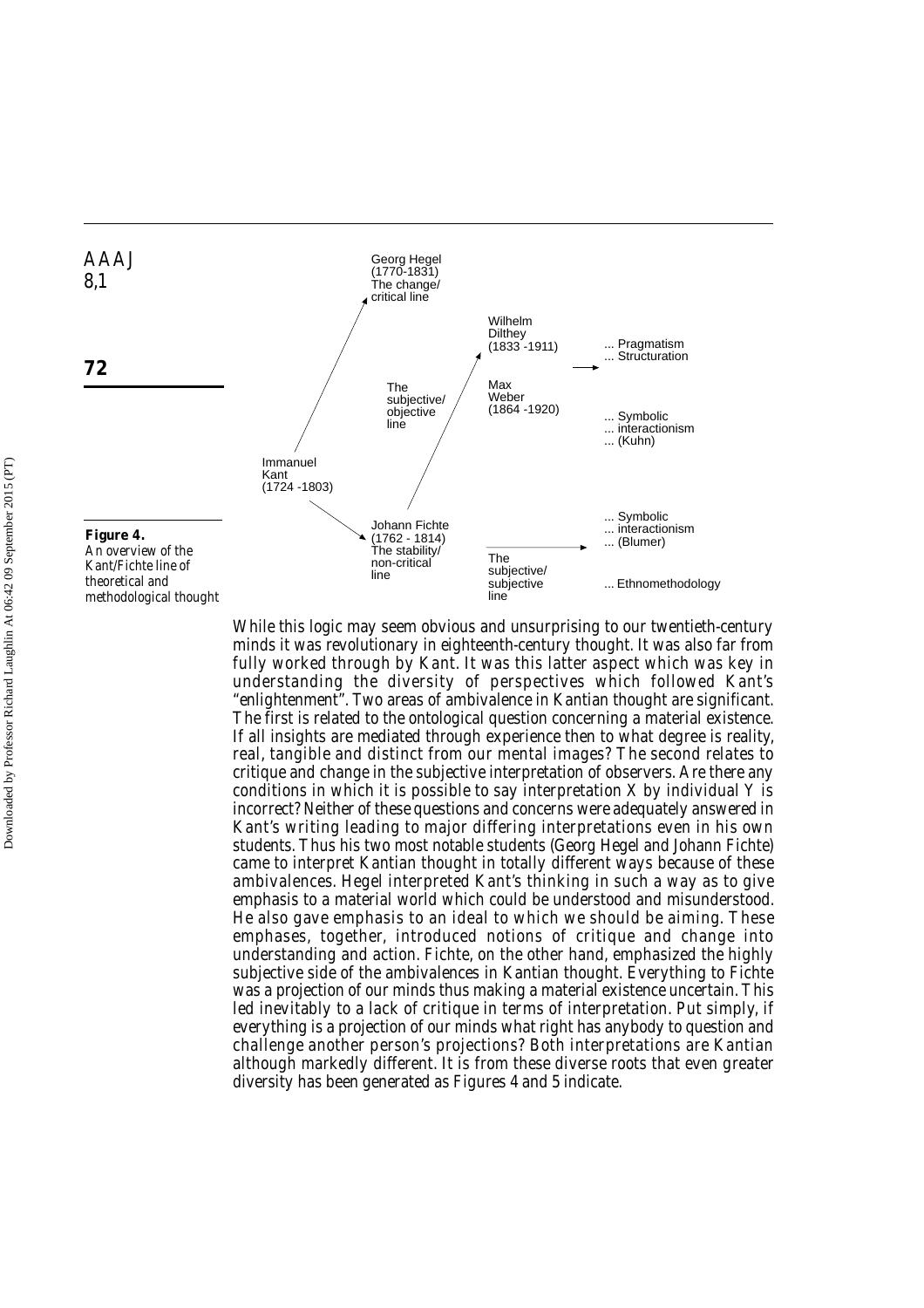Figure 4.
An overview of the Kant/Fichte line of theoretical and methodological thought

While this logic may seem obvious and unsurprising to our twentieth-century minds it was revolutionary in eighteenth-century thought. It was also far from fully worked through by Kant. It was this latter aspect which was key in understanding the diversity of perspectives which followed Kant's "enlightenment". Two areas of ambivalence in Kantian thought are significant. The first is related to the ontological question concerning a material existence. If all insights are mediated through experience then to what degree is reality, real, tangible and distinct from our mental images? The second relates to critique and change in the subjective interpretation of observers. Are there any conditions in which it is possible to say interpretation X by individual Y is incorrect? Neither of these questions and concerns were adequately answered in Kant's writing leading to major differing interpretations even in his own students. Thus his two most notable students (Georg Hegel and Johann Fichte) came to interpret Kantian thought in totally different ways because of these ambivalences. Hegel interpreted Kant's thinking in such a way as to give emphasis to a material world which could be understood and misunderstood. He also gave emphasis to an ideal to which we should be aiming. These emphases, together, introduced notions of critique and change into understanding and action. Fichte, on the other hand, emphasized the highly subjective side of the ambivalences in Kantian thought. Everything to Fichte was a projection of our minds thus making a material existence uncertain. This led inevitably to a lack of critique in terms of interpretation. Put simply, if everything is a projection of our minds what right has anybody to question and challenge another person's projections? Both interpretations are Kantian although markedly different. It is from these diverse roots that even greater diversity has been generated as Figures 4 and 5 indicate.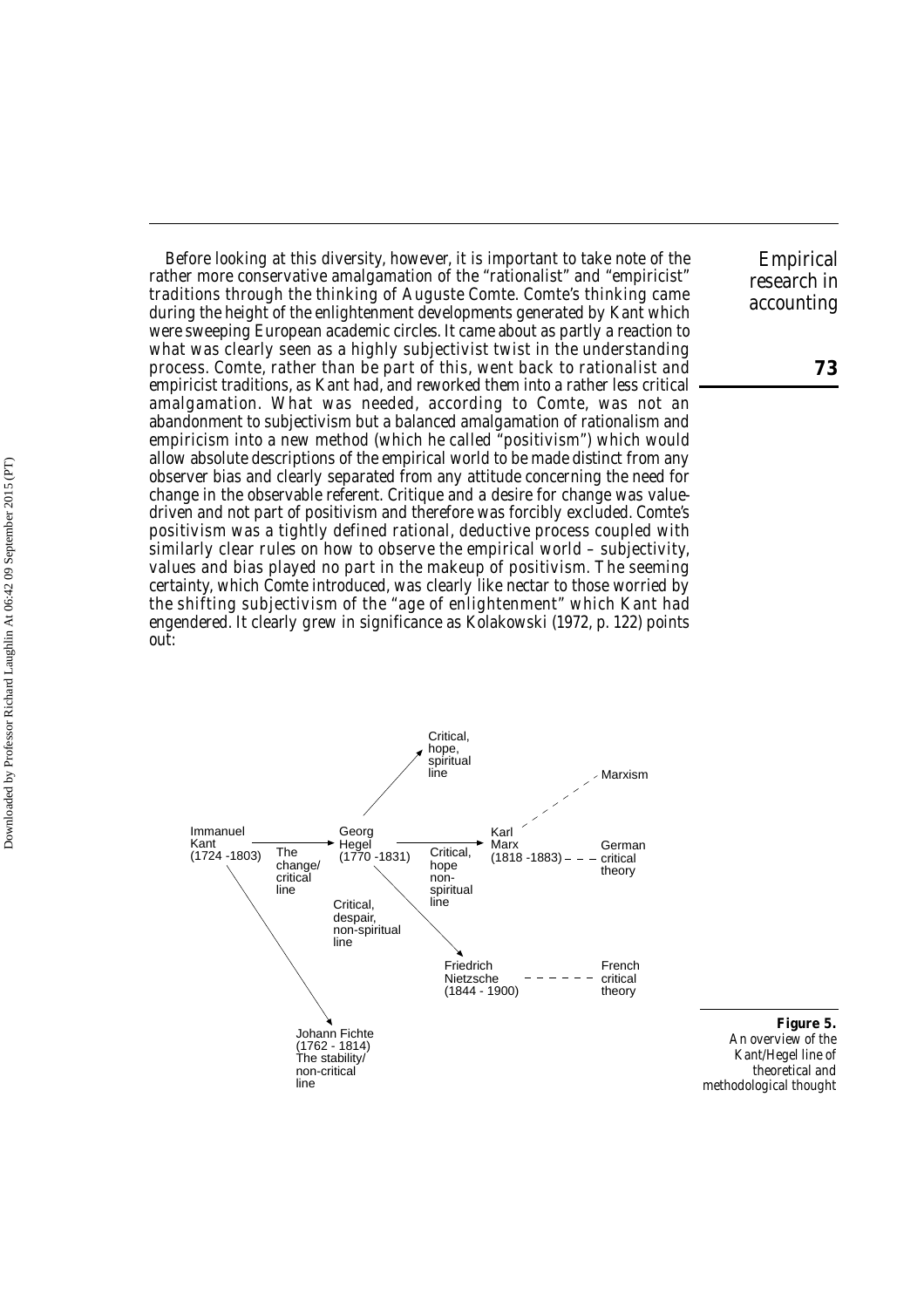Before looking at this diversity, however, it is important to take note of the rather more conservative amalgamation of the "rationalist" and "empiricist" traditions through the thinking of Auguste Comte. Comte's thinking came during the height of the enlightenment developments generated by Kant which were sweeping European academic circles. It came about as partly a reaction to what was clearly seen as a highly subjectivist twist in the understanding process. Comte, rather than be part of this, went back to rationalist and empiricist traditions, as Kant had, and reworked them into a rather less critical amalgamation. What was needed, according to Comte, was not an abandonment to subjectivism but a balanced amalgamation of rationalism and empiricism into a new method (which he called "positivism") which would allow absolute descriptions of the empirical world to be made distinct from any observer bias and clearly separated from any attitude concerning the need for change in the observable referent. Critique and a desire for change was value-driven and not part of positivism and therefore was forcibly excluded. Comte's positivism was a tightly defined rational, deductive process coupled with similarly clear rules on how to observe the empirical world – subjectivity, values and bias played no part in the makeup of positivism. The seeming certainty, which Comte introduced, was clearly like nectar to those worried by the shifting subjectivism of the "age of enlightenment" which Kant had engendered. It clearly grew in significance as Kolakowski (1972, p. 122) points out:

**Figure 5.** An overview of the Kant/Hegel line of theoretical and methodological thought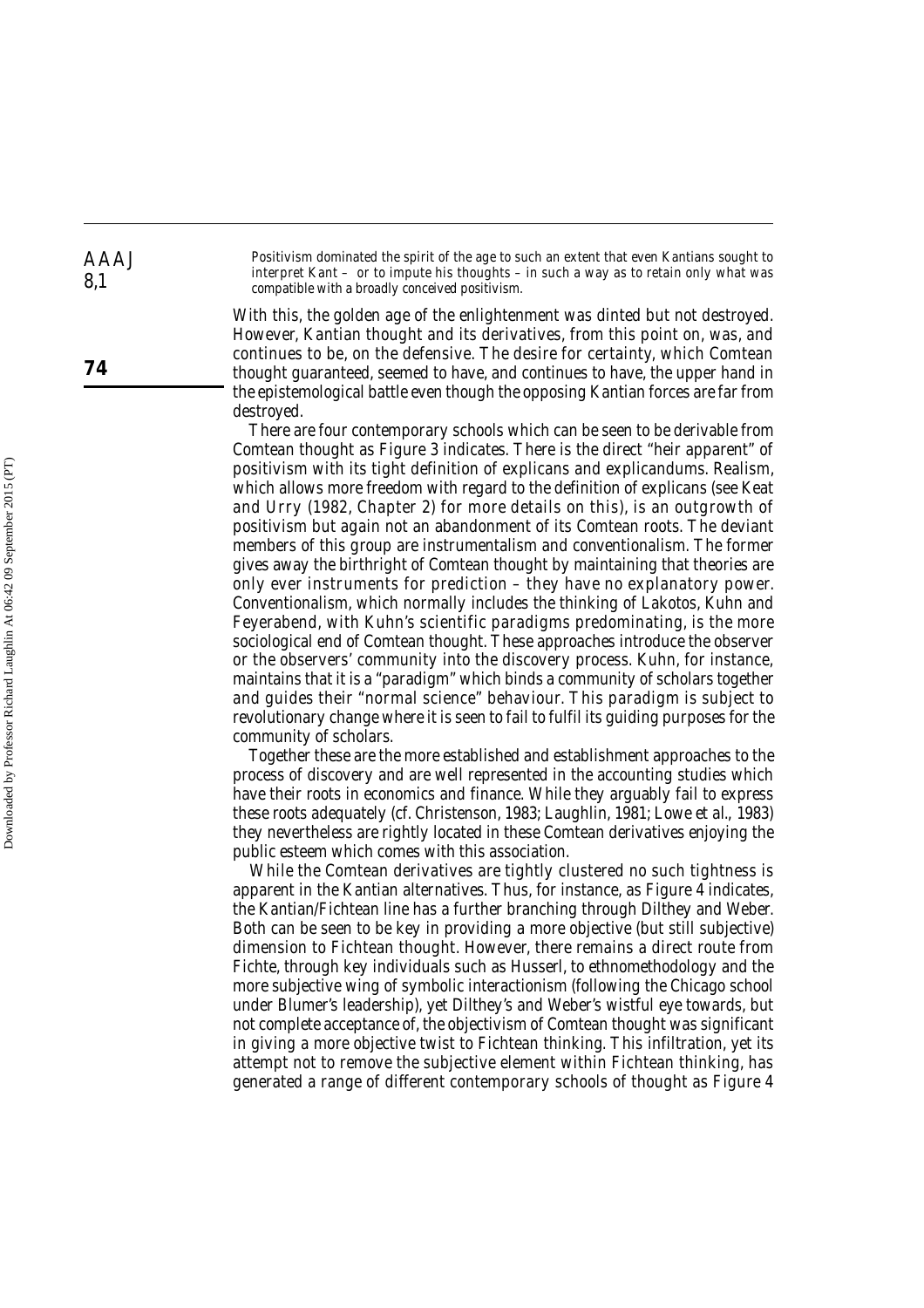> Positivism dominated the spirit of the age to such an extent that even Kantians sought to interpret Kant – or to impute his thoughts – in such a way as to retain only what was compatible with a broadly conceived positivism.

With this, the golden age of the enlightenment was dinted but not destroyed. However, Kantian thought and its derivatives, from this point on, was, and continues to be, on the defensive. The desire for certainty, which Comtean thought guaranteed, seemed to have, and continues to have, the upper hand in the epistemological battle even though the opposing Kantian forces are far from destroyed.

There are four contemporary schools which can be seen to be derivable from Comtean thought as Figure 3 indicates. There is the direct "heir apparent" of positivism with its tight definition of explicans and explicandums. Realism, which allows more freedom with regard to the definition of explicans (see Keat and Urry (1982, Chapter 2) for more details on this), is an outgrowth of positivism but again not an abandonment of its Comtean roots. The deviant members of this group are instrumentalism and conventionalism. The former gives away the birthright of Comtean thought by maintaining that theories are only ever instruments for prediction – they have no explanatory power. Conventionalism, which normally includes the thinking of Lakotos, Kuhn and Feyerabend, with Kuhn's scientific paradigms predominating, is the more sociological end of Comtean thought. These approaches introduce the observer or the observers' community into the discovery process. Kuhn, for instance, maintains that it is a "paradigm" which binds a community of scholars together and guides their "normal science" behaviour. This paradigm is subject to revolutionary change where it is seen to fail to fulfil its guiding purposes for the community of scholars.

Together these are the more established and establishment approaches to the process of discovery and are well represented in the accounting studies which have their roots in economics and finance. While they arguably fail to express these roots adequately (cf. Christenson, 1983; Laughlin, 1981; Lowe et al., 1983) they nevertheless are rightly located in these Comtean derivatives enjoying the public esteem which comes with this association.

While the Comtean derivatives are tightly clustered no such tightness is apparent in the Kantian alternatives. Thus, for instance, as Figure 4 indicates, the Kantian/Fichtean line has a further branching through Dilthey and Weber. Both can be seen to be key in providing a more objective (but still subjective) dimension to Fichtean thought. However, there remains a direct route from Fichte, through key individuals such as Husserl, to ethnomethodology and the more subjective wing of symbolic interactionism (following the Chicago school under Blumer's leadership), yet Dilthey's and Weber's wistful eye towards, but not complete acceptance of, the objectivism of Comtean thought was significant in giving a more objective twist to Fichtean thinking. This infiltration, yet its attempt not to remove the subjective element within Fichtean thinking, has generated a range of different contemporary schools of thought as Figure 4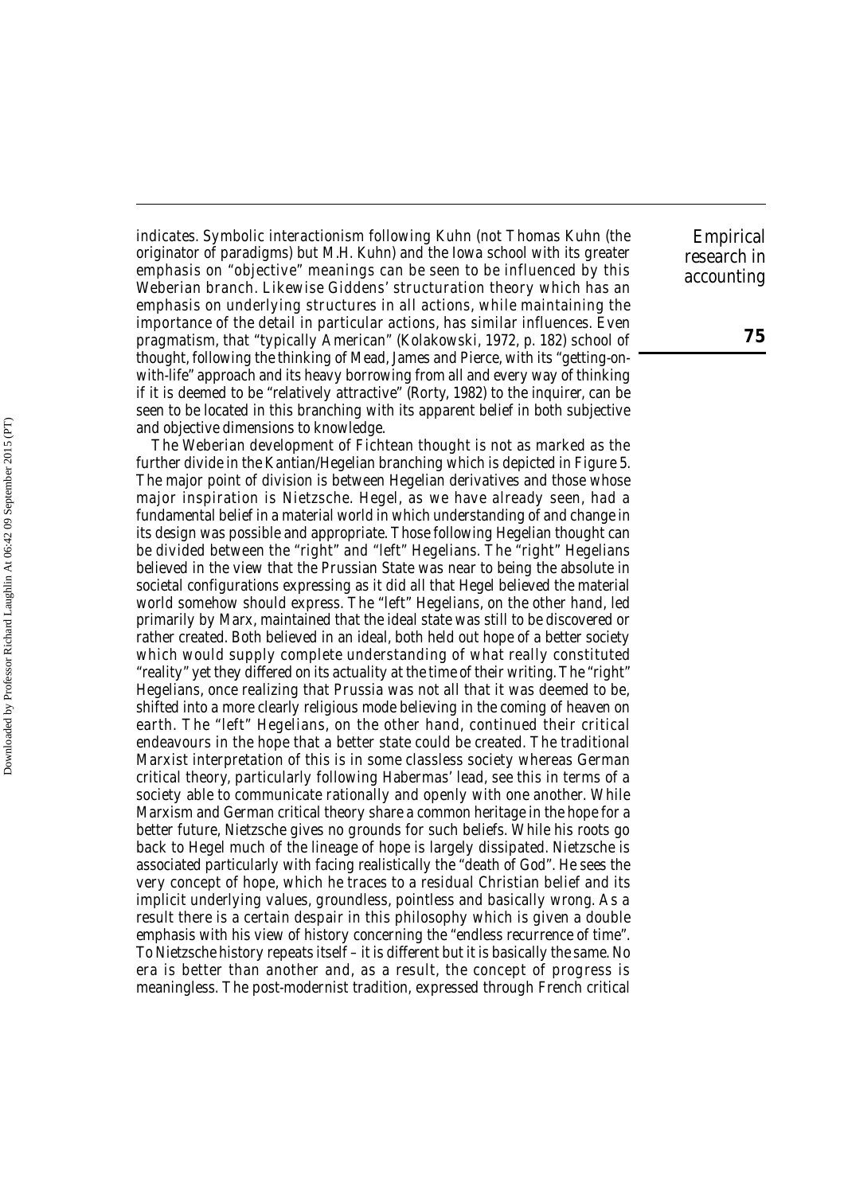indicates. Symbolic interactionism following Kuhn (not Thomas Kuhn (the originator of paradigms) but M.H. Kuhn) and the Iowa school with its greater emphasis on "objective" meanings can be seen to be influenced by this Weberian branch. Likewise Giddens' structuration theory which has an emphasis on underlying structures in all actions, while maintaining the importance of the detail in particular actions, has similar influences. Even pragmatism, that "typically American" (Kolakowski, 1972, p. 182) school of thought, following the thinking of Mead, James and Pierce, with its "getting-on-with-life" approach and its heavy borrowing from all and every way of thinking if it is deemed to be "relatively attractive" (Rorty, 1982) to the inquirer, can be seen to be located in this branching with its apparent belief in both subjective and objective dimensions to knowledge.

The Weberian development of Fichtean thought is not as marked as the further divide in the Kantian/Hegelian branching which is depicted in Figure 5. The major point of division is between Hegelian derivatives and those whose major inspiration is Nietzsche. Hegel, as we have already seen, had a fundamental belief in a material world in which understanding of and change in its design was possible and appropriate. Those following Hegelian thought can be divided between the "right" and "left" Hegelians. The "right" Hegelians believed in the view that the Prussian State was near to being the absolute in societal configurations expressing as it did all that Hegel believed the material world somehow should express. The "left" Hegelians, on the other hand, led primarily by Marx, maintained that the ideal state was still to be discovered or rather created. Both believed in an ideal, both held out hope of a better society which would supply complete understanding of what really constituted "reality" yet they differed on its actuality at the time of their writing. The "right" Hegelians, once realizing that Prussia was not all that it was deemed to be, shifted into a more clearly religious mode believing in the coming of heaven on earth. The "left" Hegelians, on the other hand, continued their critical endeavours in the hope that a better state could be created. The traditional Marxist interpretation of this is in some classless society whereas German critical theory, particularly following Habermas' lead, see this in terms of a society able to communicate rationally and openly with one another. While Marxism and German critical theory share a common heritage in the hope for a better future, Nietzsche gives no grounds for such beliefs. While his roots go back to Hegel much of the lineage of hope is largely dissipated. Nietzsche is associated particularly with facing realistically the "death of God". He sees the very concept of hope, which he traces to a residual Christian belief and its implicit underlying values, groundless, pointless and basically wrong. As a result there is a certain despair in this philosophy which is given a double emphasis with his view of history concerning the "endless recurrence of time". To Nietzsche history repeats itself – it is different but it is basically the same. No era is better than another and, as a result, the concept of progress is meaningless. The post-modernist tradition, expressed through French critical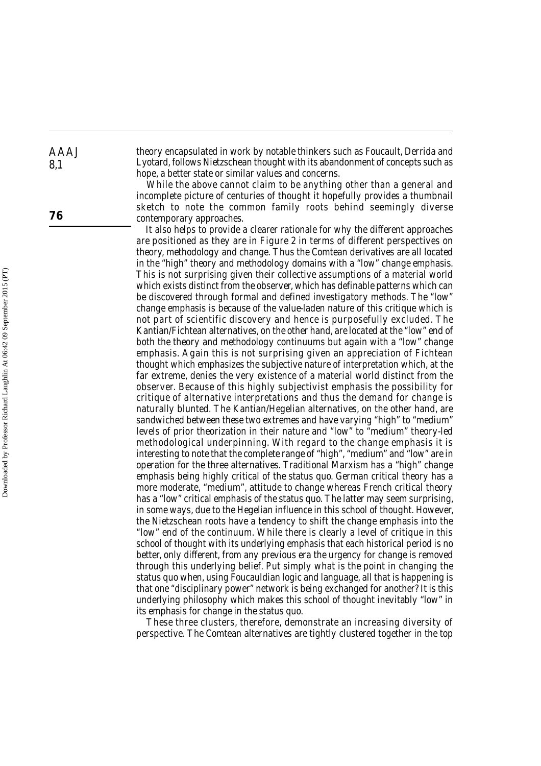theory encapsulated in work by notable thinkers such as Foucault, Derrida and Lyotard, follows Nietzschean thought with its abandonment of concepts such as hope, a better state or similar values and concerns.

While the above cannot claim to be anything other than a general and incomplete picture of centuries of thought it hopefully provides a thumbnail sketch to note the common family roots behind seemingly diverse contemporary approaches.

It also helps to provide a clearer rationale for why the different approaches are positioned as they are in Figure 2 in terms of different perspectives on theory, methodology and change. Thus the Comtean derivatives are all located in the "high" theory and methodology domains with a "low" change emphasis. This is not surprising given their collective assumptions of a material world which exists distinct from the observer, which has definable patterns which can be discovered through formal and defined investigatory methods. The "low" change emphasis is because of the value-laden nature of this critique which is not part of scientific discovery and hence is purposefully excluded. The Kantian/Fichtean alternatives, on the other hand, are located at the "low" end of both the theory and methodology continuums but again with a "low" change emphasis. Again this is not surprising given an appreciation of Fichtean thought which emphasizes the subjective nature of interpretation which, at the far extreme, denies the very existence of a material world distinct from the observer. Because of this highly subjectivist emphasis the possibility for critique of alternative interpretations and thus the demand for change is naturally blunted. The Kantian/Hegelian alternatives, on the other hand, are sandwiched between these two extremes and have varying "high" to "medium" levels of prior theorization in their nature and "low" to "medium" theory-led methodological underpinning. With regard to the change emphasis it is interesting to note that the complete range of "high", "medium" and "low" are in operation for the three alternatives. Traditional Marxism has a "high" change emphasis being highly critical of the status quo. German critical theory has a more moderate, "medium", attitude to change whereas French critical theory has a "low" critical emphasis of the status quo. The latter may seem surprising, in some ways, due to the Hegelian influence in this school of thought. However, the Nietzschean roots have a tendency to shift the change emphasis into the "low" end of the continuum. While there is clearly a level of critique in this school of thought with its underlying emphasis that each historical period is no better, only different, from any previous era the urgency for change is removed through this underlying belief. Put simply what is the point in changing the status quo when, using Foucauldian logic and language, all that is happening is that one "disciplinary power" network is being exchanged for another? It is this underlying philosophy which makes this school of thought inevitably "low" in its emphasis for change in the status quo.

These three clusters, therefore, demonstrate an increasing diversity of perspective. The Comtean alternatives are tightly clustered together in the top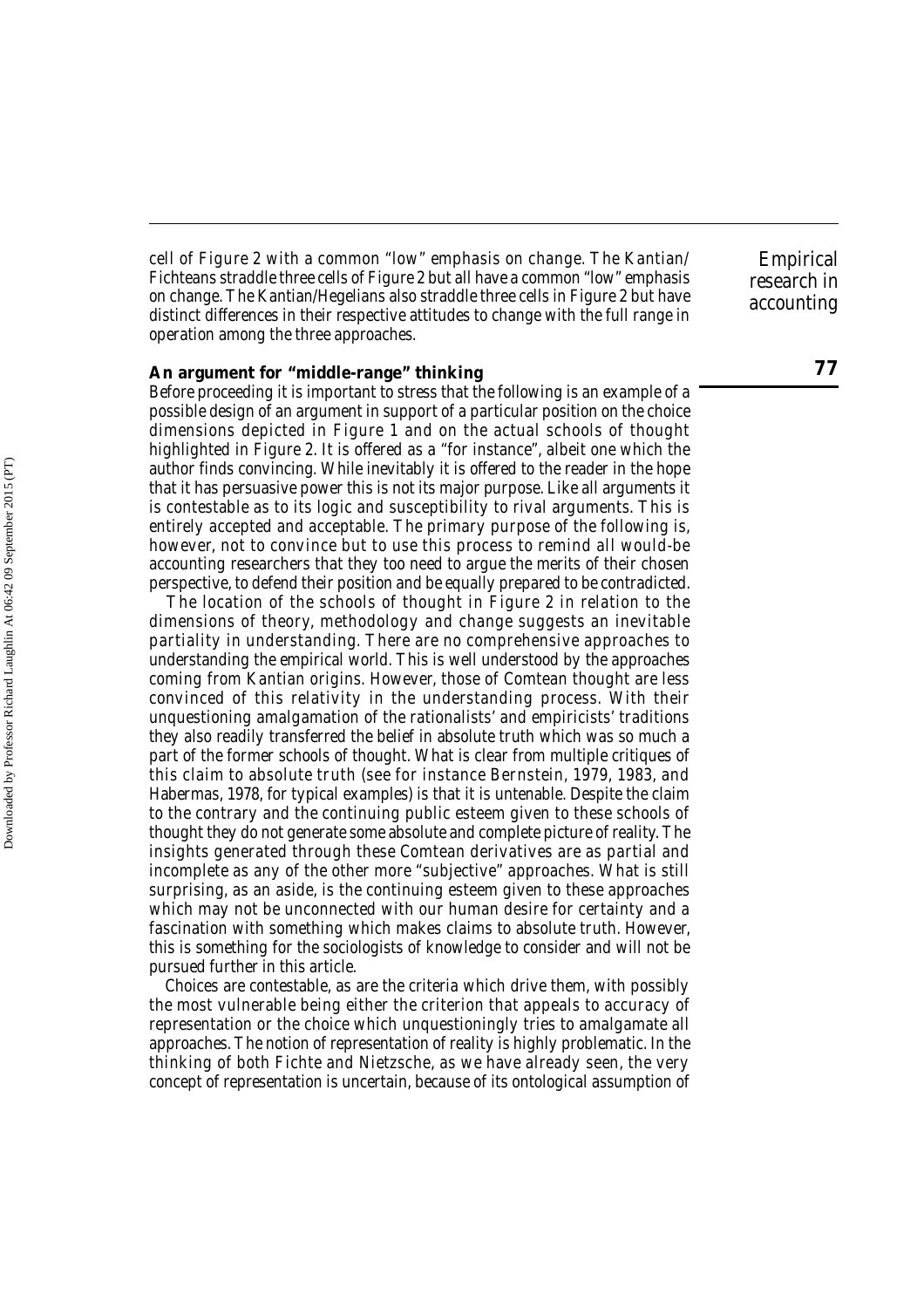cell of Figure 2 with a common "low" emphasis on change. The Kantian/Fichteans straddle three cells of Figure 2 but all have a common "low" emphasis on change. The Kantian/Hegelians also straddle three cells in Figure 2 but have distinct differences in their respective attitudes to change with the full range in operation among the three approaches.

## An argument for "middle-range" thinking

Before proceeding it is important to stress that the following is an example of a possible design of an argument in support of a particular position on the choice dimensions depicted in Figure 1 and on the actual schools of thought highlighted in Figure 2. It is offered as a "for instance", albeit one which the author finds convincing. While inevitably it is offered to the reader in the hope that it has persuasive power this is not its major purpose. Like all arguments it is contestable as to its logic and susceptibility to rival arguments. This is entirely accepted and acceptable. The primary purpose of the following is, however, not to convince but to use this process to remind all would-be accounting researchers that they too need to argue the merits of their chosen perspective, to defend their position and be equally prepared to be contradicted.

The location of the schools of thought in Figure 2 in relation to the dimensions of theory, methodology and change suggests an inevitable partiality in understanding. There are no comprehensive approaches to understanding the empirical world. This is well understood by the approaches coming from Kantian origins. However, those of Comtean thought are less convinced of this relativity in the understanding process. With their unquestioning amalgamation of the rationalists' and empiricists' traditions they also readily transferred the belief in absolute truth which was so much a part of the former schools of thought. What is clear from multiple critiques of this claim to absolute truth (see for instance Bernstein, 1979, 1983, and Habermas, 1978, for typical examples) is that it is untenable. Despite the claim to the contrary and the continuing public esteem given to these schools of thought they do not generate some absolute and complete picture of reality. The insights generated through these Comtean derivatives are as partial and incomplete as any of the other more "subjective" approaches. What is still surprising, as an aside, is the continuing esteem given to these approaches which may not be unconnected with our human desire for certainty and a fascination with something which makes claims to absolute truth. However, this is something for the sociologists of knowledge to consider and will not be pursued further in this article.

Choices are contestable, as are the criteria which drive them, with possibly the most vulnerable being either the criterion that appeals to accuracy of representation or the choice which unquestioningly tries to amalgamate all approaches. The notion of representation of reality is highly problematic. In the thinking of both Fichte and Nietzsche, as we have already seen, the very concept of representation is uncertain, because of its ontological assumption of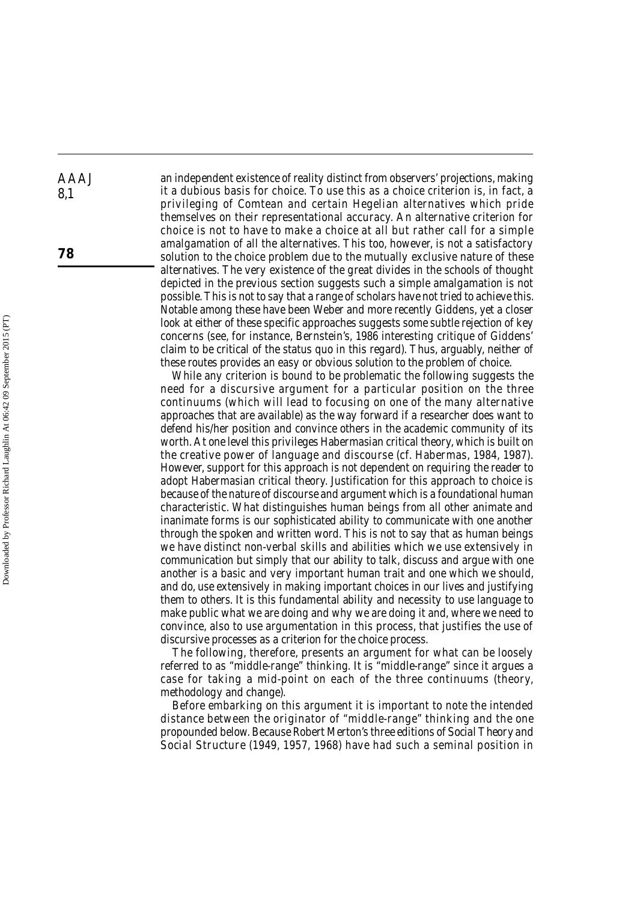an independent existence of reality distinct from observers' projections, making it a dubious basis for choice. To use this as a choice criterion is, in fact, a privileging of Comtean and certain Hegelian alternatives which pride themselves on their representational accuracy. An alternative criterion for choice is not to have to make a choice at all but rather call for a simple amalgamation of all the alternatives. This too, however, is not a satisfactory solution to the choice problem due to the mutually exclusive nature of these alternatives. The very existence of the great divides in the schools of thought depicted in the previous section suggests such a simple amalgamation is not possible. This is not to say that a range of scholars have not tried to achieve this. Notable among these have been Weber and more recently Giddens, yet a closer look at either of these specific approaches suggests some subtle rejection of key concerns (see, for instance, Bernstein's, 1986 interesting critique of Giddens' claim to be critical of the status quo in this regard). Thus, arguably, neither of these routes provides an easy or obvious solution to the problem of choice.

While any criterion is bound to be problematic the following suggests the need for a discursive argument for a particular position on the three continuums (which will lead to focusing on one of the many alternative approaches that are available) as the way forward if a researcher does want to defend his/her position and convince others in the academic community of its worth. At one level this privileges Habermasian critical theory, which is built on the creative power of language and discourse (cf. Habermas, 1984, 1987). However, support for this approach is not dependent on requiring the reader to adopt Habermasian critical theory. Justification for this approach to choice is because of the nature of discourse and argument which is a foundational human characteristic. What distinguishes human beings from all other animate and inanimate forms is our sophisticated ability to communicate with one another through the spoken and written word. This is not to say that as human beings we have distinct non-verbal skills and abilities which we use extensively in communication but simply that our ability to talk, discuss and argue with one another is a basic and very important human trait and one which we should, and do, use extensively in making important choices in our lives and justifying them to others. It is this fundamental ability and necessity to use language to make public what we are doing and why we are doing it and, where we need to convince, also to use argumentation in this process, that justifies the use of discursive processes as a criterion for the choice process.

The following, therefore, presents an argument for what can be loosely referred to as "middle-range" thinking. It is "middle-range" since it argues a case for taking a mid-point on each of the three continuums (theory, methodology and change).

Before embarking on this argument it is important to note the intended distance between the originator of "middle-range" thinking and the one propounded below. Because Robert Merton's three editions of Social Theory and Social Structure (1949, 1957, 1968) have had such a seminal position in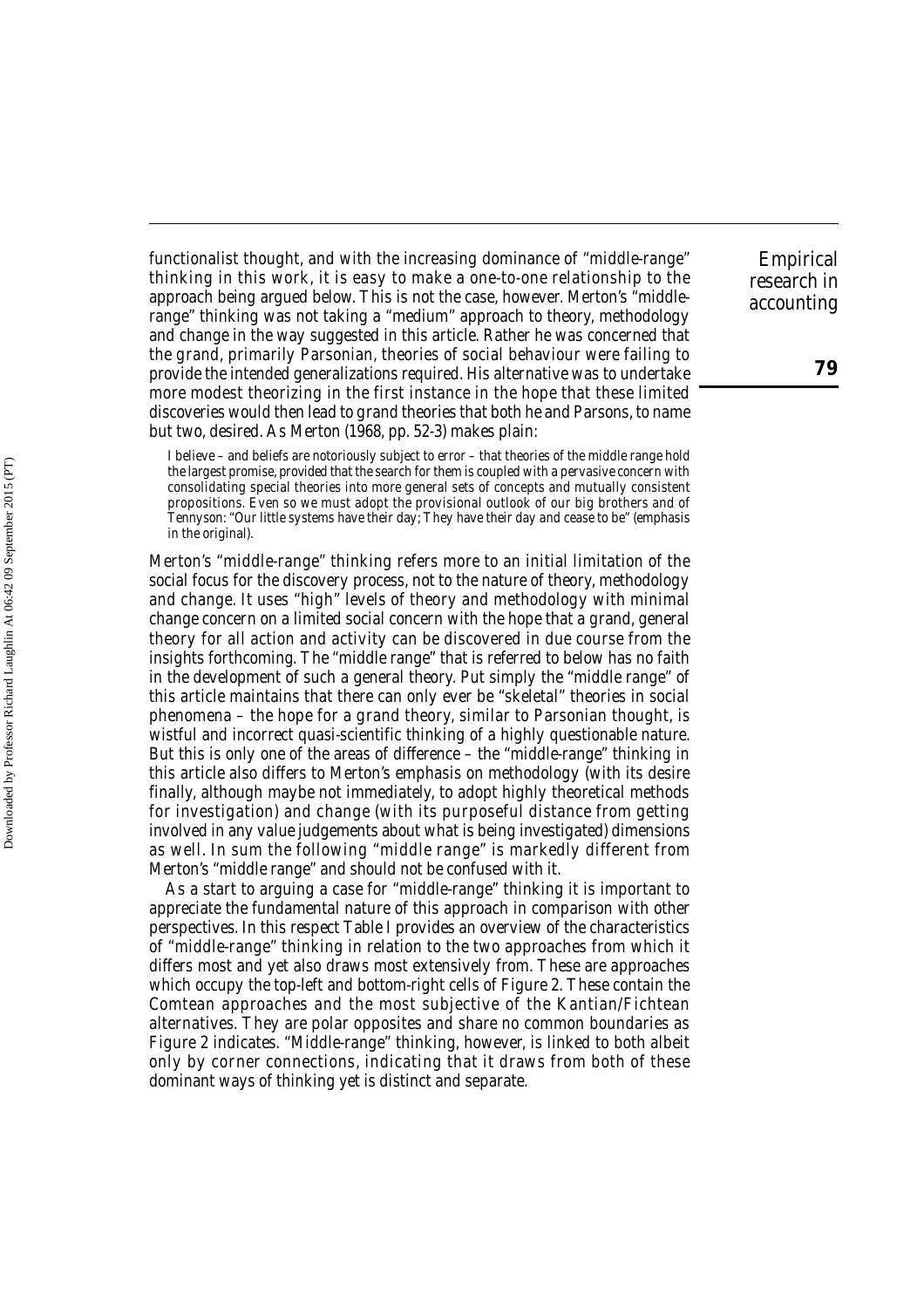functionalist thought, and with the increasing dominance of "middle-range" thinking in this work, it is easy to make a one-to-one relationship to the approach being argued below. This is not the case, however. Merton's "middle-range" thinking was not taking a "medium" approach to theory, methodology and change in the way suggested in this article. Rather he was concerned that the grand, primarily Parsonian, theories of social behaviour were failing to provide the intended generalizations required. His alternative was to undertake more modest theorizing in the first instance in the hope that these limited discoveries would then lead to grand theories that both he and Parsons, to name but two, desired. As Merton (1968, pp. 52-3) makes plain:

> I believe – and beliefs are notoriously subject to error – that theories of the middle range hold the largest promise, provided that the search for them is coupled with a pervasive concern with consolidating special theories into more general sets of concepts and mutually consistent propositions. Even so we must adopt the provisional outlook of our big brothers and of Tennyson: "Our little systems have their day; They have their day and cease to be" (emphasis in the original).

Merton's "middle-range" thinking refers more to an initial limitation of the social focus for the discovery process, not to the nature of theory, methodology and change. It uses "high" levels of theory and methodology with minimal change concern on a limited social concern with the hope that a grand, general theory for all action and activity can be discovered in due course from the insights forthcoming. The "middle range" that is referred to below has no faith in the development of such a general theory. Put simply the "middle range" of this article maintains that there can only ever be "skeletal" theories in social phenomena – the hope for a grand theory, similar to Parsonian thought, is wistful and incorrect quasi-scientific thinking of a highly questionable nature. But this is only one of the areas of difference – the "middle-range" thinking in this article also differs to Merton's emphasis on methodology (with its desire finally, although maybe not immediately, to adopt highly theoretical methods for investigation) and change (with its purposeful distance from getting involved in any value judgements about what is being investigated) dimensions as well. In sum the following "middle range" is markedly different from Merton's "middle range" and should not be confused with it.

As a start to arguing a case for "middle-range" thinking it is important to appreciate the fundamental nature of this approach in comparison with other perspectives. In this respect Table I provides an overview of the characteristics of "middle-range" thinking in relation to the two approaches from which it differs most and yet also draws most extensively from. These are approaches which occupy the top-left and bottom-right cells of Figure 2. These contain the Comtean approaches and the most subjective of the Kantian/Fichtean alternatives. They are polar opposites and share no common boundaries as Figure 2 indicates. "Middle-range" thinking, however, is linked to both albeit only by corner connections, indicating that it draws from both of these dominant ways of thinking yet is distinct and separate.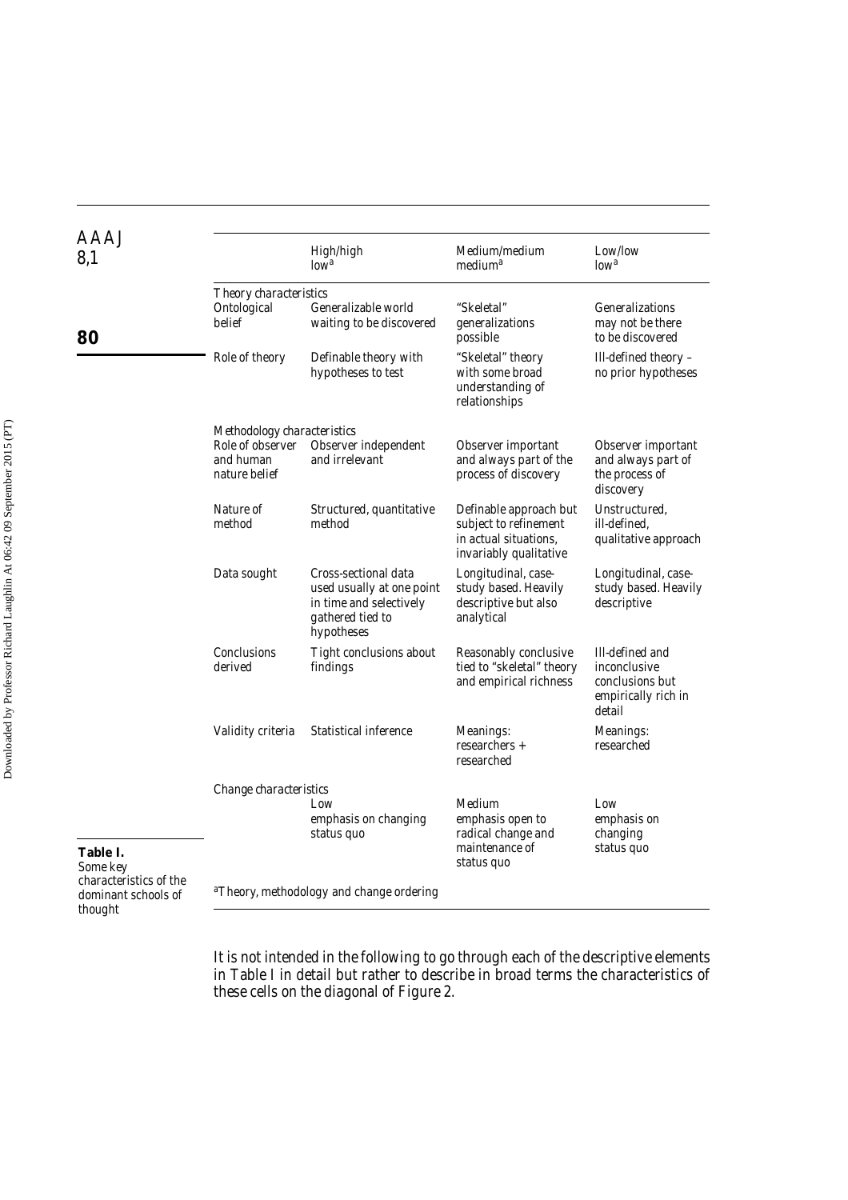**Table I.** Some key characteristics of the dominant schools of thought

| | High/high low[a] | Medium/medium medium[a] | Low/low low[a] |
|---|---|---|---|
| *Theory characteristics* | | | |
| Ontological belief | Generalizable world waiting to be discovered | "Skeletal" generalizations possible | Generalizations may not be there to be discovered |
| Role of theory | Definable theory with hypotheses to test | "Skeletal" theory with some broad understanding of relationships | Ill-defined theory – no prior hypotheses |
| *Methodology characteristics* | | | |
| Role of observer and human nature belief | Observer independent and irrelevant | Observer important and always part of the process of discovery | Observer important and always part of the process of discovery |
| Nature of method | Structured, quantitative method | Definable approach but subject to refinement in actual situations, invariably qualitative | Unstructured, ill-defined, qualitative approach |
| Data sought | Cross-sectional data used usually at one point in time and selectively gathered tied to hypotheses | Longitudinal, case-study based. Heavily descriptive but also analytical | Longitudinal, case-study based. Heavily descriptive |
| Conclusions derived | Tight conclusions about findings | Reasonably conclusive tied to "skeletal" theory and empirical richness | Ill-defined and inconclusive conclusions but empirically rich in detail |
| Validity criteria | Statistical inference | Meanings: researchers + researched | Meanings: researched |
| *Change characteristics* | | | |
| | Low emphasis on changing status quo | Medium emphasis open to radical change and maintenance of status quo | Low emphasis on changing status quo |

[a] Theory, methodology and change ordering

It is not intended in the following to go through each of the descriptive elements in Table I in detail but rather to describe in broad terms the characteristics of these cells on the diagonal of Figure 2.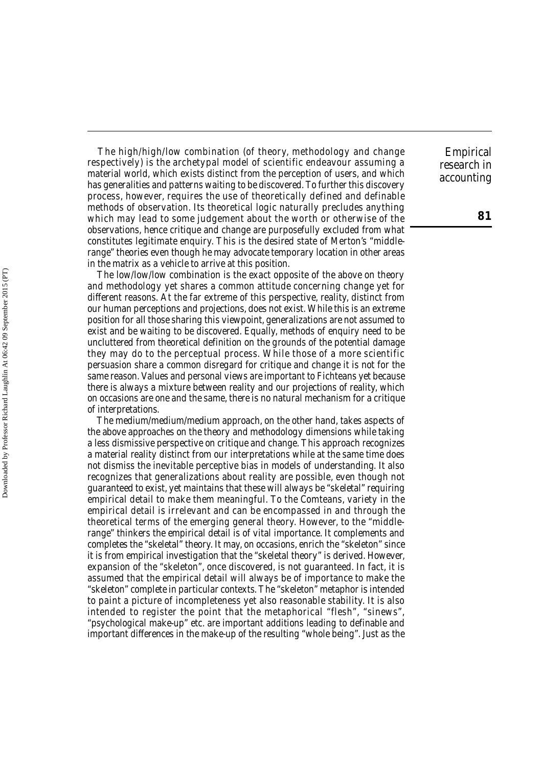The high/high/low combination (of theory, methodology and change respectively) is the archetypal model of scientific endeavour assuming a material world, which exists distinct from the perception of users, and which has generalities and patterns waiting to be discovered. To further this discovery process, however, requires the use of theoretically defined and definable methods of observation. Its theoretical logic naturally precludes anything which may lead to some judgement about the worth or otherwise of the observations, hence critique and change are purposefully excluded from what constitutes legitimate enquiry. This is the desired state of Merton's "middle-range" theories even though he may advocate temporary location in other areas in the matrix as a vehicle to arrive at this position.

The low/low/low combination is the exact opposite of the above on theory and methodology yet shares a common attitude concerning change yet for different reasons. At the far extreme of this perspective, reality, distinct from our human perceptions and projections, does not exist. While this is an extreme position for all those sharing this viewpoint, generalizations are not assumed to exist and be waiting to be discovered. Equally, methods of enquiry need to be uncluttered from theoretical definition on the grounds of the potential damage they may do to the perceptual process. While those of a more scientific persuasion share a common disregard for critique and change it is not for the same reason. Values and personal views are important to Fichteans yet because there is always a mixture between reality and our projections of reality, which on occasions are one and the same, there is no natural mechanism for a critique of interpretations.

The medium/medium/medium approach, on the other hand, takes aspects of the above approaches on the theory and methodology dimensions while taking a less dismissive perspective on critique and change. This approach recognizes a material reality distinct from our interpretations while at the same time does not dismiss the inevitable perceptive bias in models of understanding. It also recognizes that generalizations about reality are possible, even though not guaranteed to exist, yet maintains that these will always be "skeletal" requiring empirical detail to make them meaningful. To the Comteans, variety in the empirical detail is irrelevant and can be encompassed in and through the theoretical terms of the emerging general theory. However, to the "middle-range" thinkers the empirical detail is of vital importance. It complements and completes the "skeletal" theory. It may, on occasions, enrich the "skeleton" since it is from empirical investigation that the "skeletal theory" is derived. However, expansion of the "skeleton", once discovered, is not guaranteed. In fact, it is assumed that the empirical detail will always be of importance to make the "skeleton" complete in particular contexts. The "skeleton" metaphor is intended to paint a picture of incompleteness yet also reasonable stability. It is also intended to register the point that the metaphorical "flesh", "sinews", "psychological make-up" etc. are important additions leading to definable and important differences in the make-up of the resulting "whole being". Just as the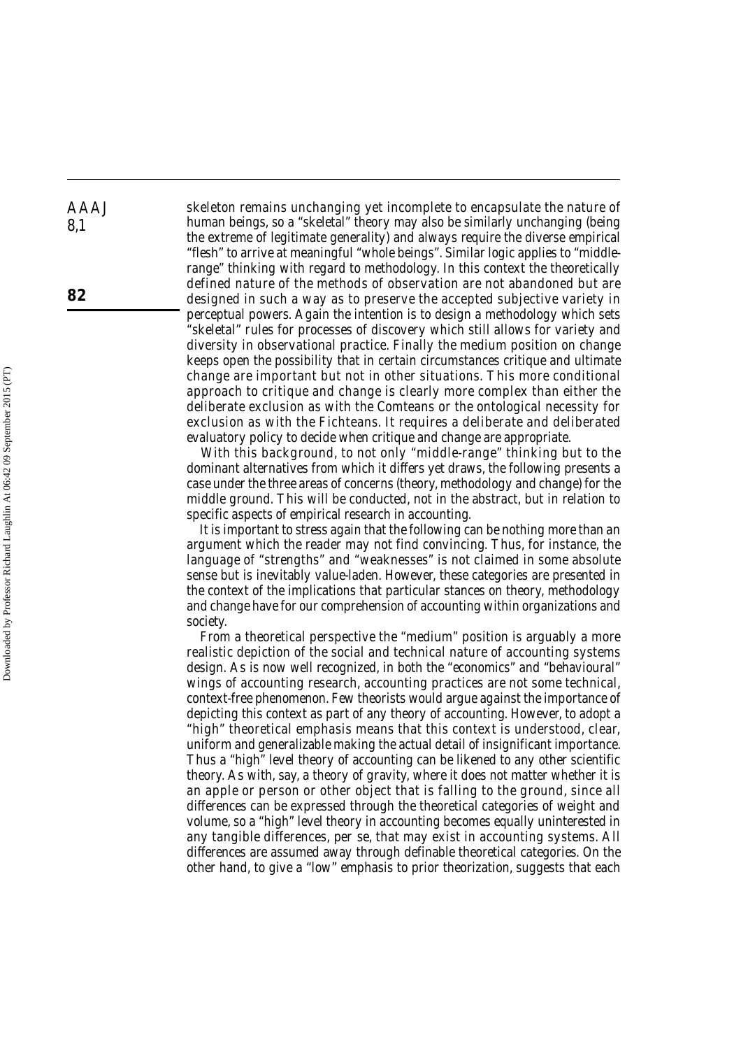skeleton remains unchanging yet incomplete to encapsulate the nature of human beings, so a "skeletal" theory may also be similarly unchanging (being the extreme of legitimate generality) and always require the diverse empirical "flesh" to arrive at meaningful "whole beings". Similar logic applies to "middle-range" thinking with regard to methodology. In this context the theoretically defined nature of the methods of observation are not abandoned but are designed in such a way as to preserve the accepted subjective variety in perceptual powers. Again the intention is to design a methodology which sets "skeletal" rules for processes of discovery which still allows for variety and diversity in observational practice. Finally the medium position on change keeps open the possibility that in certain circumstances critique and ultimate change are important but not in other situations. This more conditional approach to critique and change is clearly more complex than either the deliberate exclusion as with the Comteans or the ontological necessity for exclusion as with the Fichteans. It requires a deliberate and deliberated evaluatory policy to decide when critique and change are appropriate.

With this background, to not only "middle-range" thinking but to the dominant alternatives from which it differs yet draws, the following presents a case under the three areas of concerns (theory, methodology and change) for the middle ground. This will be conducted, not in the abstract, but in relation to specific aspects of empirical research in accounting.

It is important to stress again that the following can be nothing more than an argument which the reader may not find convincing. Thus, for instance, the language of "strengths" and "weaknesses" is not claimed in some absolute sense but is inevitably value-laden. However, these categories are presented in the context of the implications that particular stances on theory, methodology and change have for our comprehension of accounting within organizations and society.

From a theoretical perspective the "medium" position is arguably a more realistic depiction of the social and technical nature of accounting systems design. As is now well recognized, in both the "economics" and "behavioural" wings of accounting research, accounting practices are not some technical, context-free phenomenon. Few theorists would argue against the importance of depicting this context as part of any theory of accounting. However, to adopt a "high" theoretical emphasis means that this context is understood, clear, uniform and generalizable making the actual detail of insignificant importance. Thus a "high" level theory of accounting can be likened to any other scientific theory. As with, say, a theory of gravity, where it does not matter whether it is an apple or person or other object that is falling to the ground, since all differences can be expressed through the theoretical categories of weight and volume, so a "high" level theory in accounting becomes equally uninterested in any tangible differences, per se, that may exist in accounting systems. All differences are assumed away through definable theoretical categories. On the other hand, to give a "low" emphasis to prior theorization, suggests that each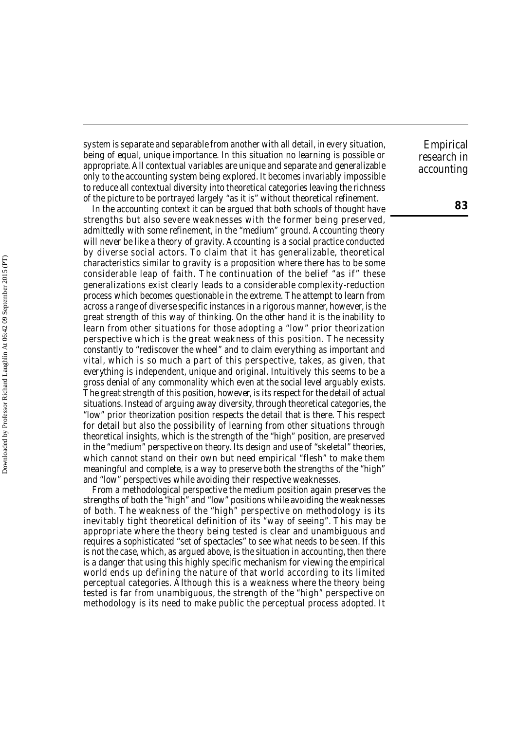system is separate and separable from another with all detail, in every situation, being of equal, unique importance. In this situation no learning is possible or appropriate. All contextual variables are unique and separate and generalizable only to the accounting system being explored. It becomes invariably impossible to reduce all contextual diversity into theoretical categories leaving the richness of the picture to be portrayed largely "as it is" without theoretical refinement.

In the accounting context it can be argued that both schools of thought have strengths but also severe weaknesses with the former being preserved, admittedly with some refinement, in the "medium" ground. Accounting theory will never be like a theory of gravity. Accounting is a social practice conducted by diverse social actors. To claim that it has generalizable, theoretical characteristics similar to gravity is a proposition where there has to be some considerable leap of faith. The continuation of the belief "as if" these generalizations exist clearly leads to a considerable complexity-reduction process which becomes questionable in the extreme. The attempt to learn from across a range of diverse specific instances in a rigorous manner, however, is the great strength of this way of thinking. On the other hand it is the inability to learn from other situations for those adopting a "low" prior theorization perspective which is the great weakness of this position. The necessity constantly to "rediscover the wheel" and to claim everything as important and vital, which is so much a part of this perspective, takes, as given, that everything is independent, unique and original. Intuitively this seems to be a gross denial of any commonality which even at the social level arguably exists. The great strength of this position, however, is its respect for the detail of actual situations. Instead of arguing away diversity, through theoretical categories, the "low" prior theorization position respects the detail that is there. This respect for detail but also the possibility of learning from other situations through theoretical insights, which is the strength of the "high" position, are preserved in the "medium" perspective on theory. Its design and use of "skeletal" theories, which cannot stand on their own but need empirical "flesh" to make them meaningful and complete, is a way to preserve both the strengths of the "high" and "low" perspectives while avoiding their respective weaknesses.

From a methodological perspective the medium position again preserves the strengths of both the "high" and "low" positions while avoiding the weaknesses of both. The weakness of the "high" perspective on methodology is its inevitably tight theoretical definition of its "way of seeing". This may be appropriate where the theory being tested is clear and unambiguous and requires a sophisticated "set of spectacles" to see what needs to be seen. If this is not the case, which, as argued above, is the situation in accounting, then there is a danger that using this highly specific mechanism for viewing the empirical world ends up defining the nature of that world according to its limited perceptual categories. Although this is a weakness where the theory being tested is far from unambiguous, the strength of the "high" perspective on methodology is its need to make public the perceptual process adopted. It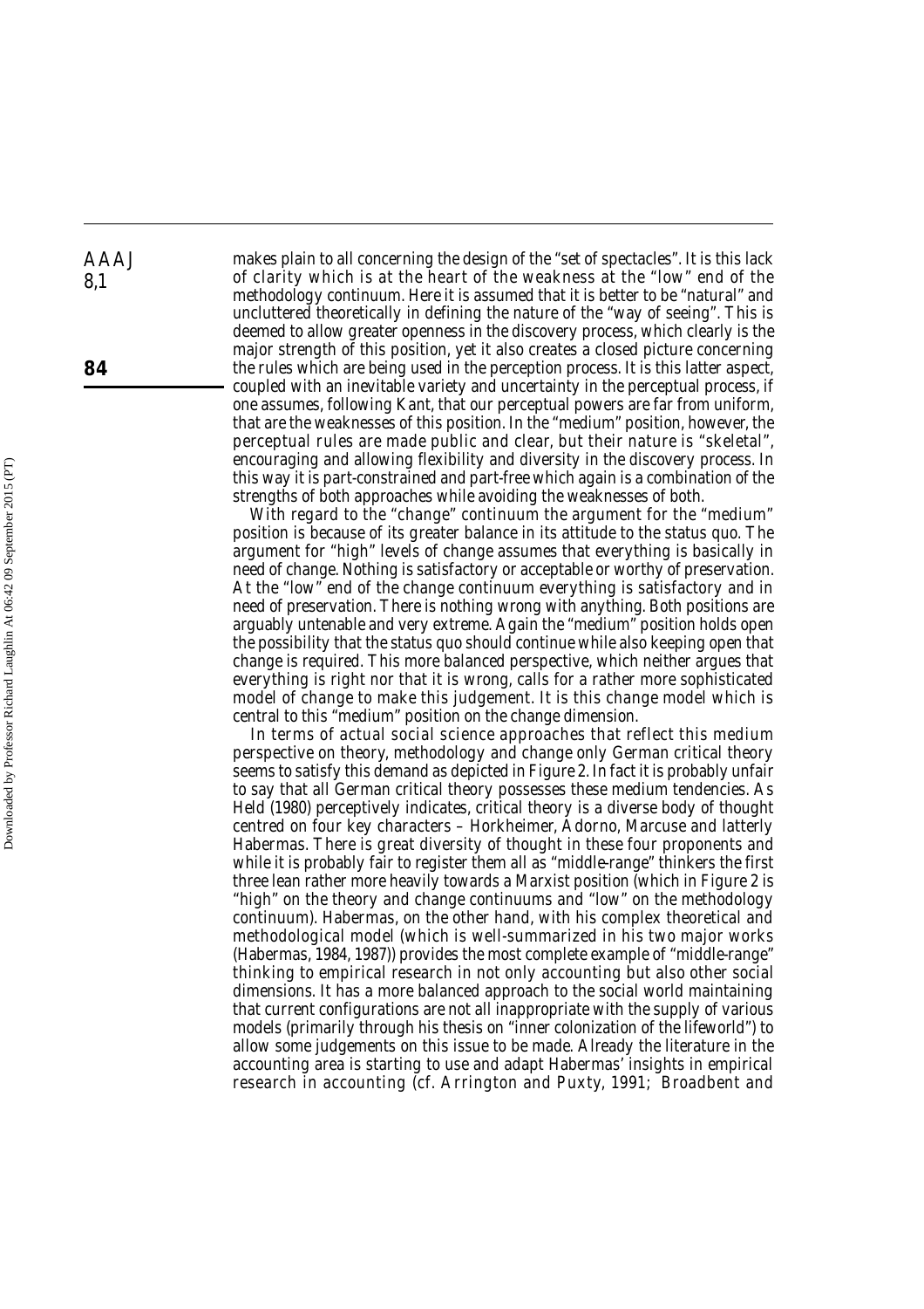makes plain to all concerning the design of the "set of spectacles". It is this lack of clarity which is at the heart of the weakness at the "low" end of the methodology continuum. Here it is assumed that it is better to be "natural" and uncluttered theoretically in defining the nature of the "way of seeing". This is deemed to allow greater openness in the discovery process, which clearly is the major strength of this position, yet it also creates a closed picture concerning the rules which are being used in the perception process. It is this latter aspect, coupled with an inevitable variety and uncertainty in the perceptual process, if one assumes, following Kant, that our perceptual powers are far from uniform, that are the weaknesses of this position. In the "medium" position, however, the perceptual rules are made public and clear, but their nature is "skeletal", encouraging and allowing flexibility and diversity in the discovery process. In this way it is part-constrained and part-free which again is a combination of the strengths of both approaches while avoiding the weaknesses of both.

With regard to the "change" continuum the argument for the "medium" position is because of its greater balance in its attitude to the status quo. The argument for "high" levels of change assumes that everything is basically in need of change. Nothing is satisfactory or acceptable or worthy of preservation. At the "low" end of the change continuum everything is satisfactory and in need of preservation. There is nothing wrong with anything. Both positions are arguably untenable and very extreme. Again the "medium" position holds open the possibility that the status quo should continue while also keeping open that change is required. This more balanced perspective, which neither argues that everything is right nor that it is wrong, calls for a rather more sophisticated model of change to make this judgement. It is this change model which is central to this "medium" position on the change dimension.

In terms of actual social science approaches that reflect this medium perspective on theory, methodology and change only German critical theory seems to satisfy this demand as depicted in Figure 2. In fact it is probably unfair to say that all German critical theory possesses these medium tendencies. As Held (1980) perceptively indicates, critical theory is a diverse body of thought centred on four key characters – Horkheimer, Adorno, Marcuse and latterly Habermas. There is great diversity of thought in these four proponents and while it is probably fair to register them all as "middle-range" thinkers the first three lean rather more heavily towards a Marxist position (which in Figure 2 is "high" on the theory and change continuums and "low" on the methodology continuum). Habermas, on the other hand, with his complex theoretical and methodological model (which is well-summarized in his two major works (Habermas, 1984, 1987)) provides the most complete example of "middle-range" thinking to empirical research in not only accounting but also other social dimensions. It has a more balanced approach to the social world maintaining that current configurations are not all inappropriate with the supply of various models (primarily through his thesis on "inner colonization of the lifeworld") to allow some judgements on this issue to be made. Already the literature in the accounting area is starting to use and adapt Habermas' insights in empirical research in accounting (cf. Arrington and Puxty, 1991; Broadbent and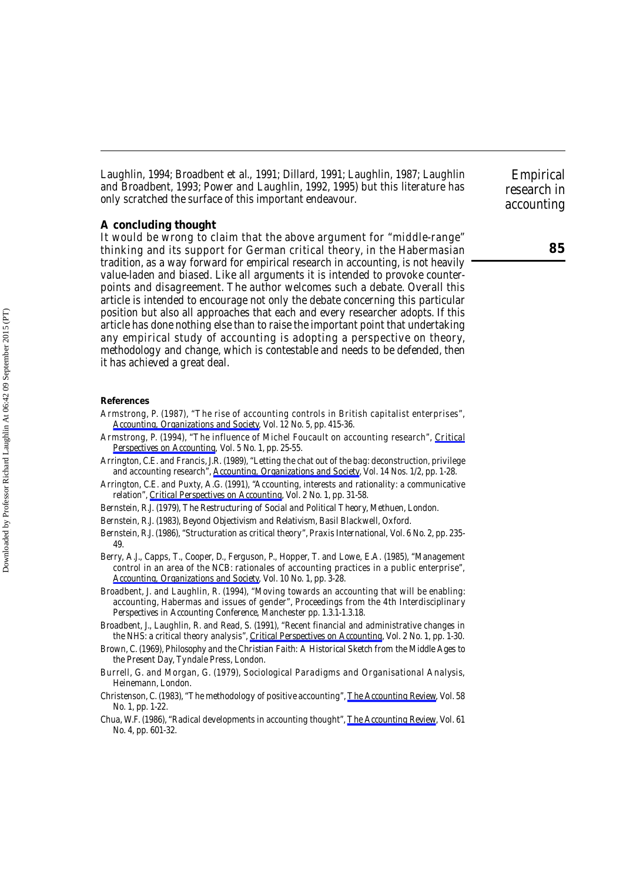Laughlin, 1994; Broadbent et al., 1991; Dillard, 1991; Laughlin, 1987; Laughlin and Broadbent, 1993; Power and Laughlin, 1992, 1995) but this literature has only scratched the surface of this important endeavour.

## A concluding thought

It would be wrong to claim that the above argument for "middle-range" thinking and its support for German critical theory, in the Habermasian tradition, as a way forward for empirical research in accounting, is not heavily value-laden and biased. Like all arguments it is intended to provoke counterpoints and disagreement. The author welcomes such a debate. Overall this article is intended to encourage not only the debate concerning this particular position but also all approaches that each and every researcher adopts. If this article has done nothing else than to raise the important point that undertaking any empirical study of accounting is adopting a perspective on theory, methodology and change, which is contestable and needs to be defended, then it has achieved a great deal.

### References

Armstrong, P. (1987), "The rise of accounting controls in British capitalist enterprises", Accounting, Organizations and Society, Vol. 12 No. 5, pp. 415-36.

Armstrong, P. (1994), "The influence of Michel Foucault on accounting research", Critical Perspectives on Accounting, Vol. 5 No. 1, pp. 25-55.

Arrington, C.E. and Francis, J.R. (1989), "Letting the chat out of the bag: deconstruction, privilege and accounting research", Accounting, Organizations and Society, Vol. 14 Nos. 1/2, pp. 1-28.

Arrington, C.E. and Puxty, A.G. (1991), "Accounting, interests and rationality: a communicative relation", Critical Perspectives on Accounting, Vol. 2 No. 1, pp. 31-58.

Bernstein, R.J. (1979), The Restructuring of Social and Political Theory, Methuen, London.

Bernstein, R.J. (1983), Beyond Objectivism and Relativism, Basil Blackwell, Oxford.

Bernstein, R.J. (1986), "Structuration as critical theory", Praxis International, Vol. 6 No. 2, pp. 235-49.

Berry, A.J., Capps, T., Cooper, D., Ferguson, P., Hopper, T. and Lowe, E.A. (1985), "Management control in an area of the NCB: rationales of accounting practices in a public enterprise", Accounting, Organizations and Society, Vol. 10 No. 1, pp. 3-28.

Broadbent, J. and Laughlin, R. (1994), "Moving towards an accounting that will be enabling: accounting, Habermas and issues of gender", Proceedings from the 4th Interdisciplinary Perspectives in Accounting Conference, Manchester pp. 1.3.1-1.3.18.

Broadbent, J., Laughlin, R. and Read, S. (1991), "Recent financial and administrative changes in the NHS: a critical theory analysis", Critical Perspectives on Accounting, Vol. 2 No. 1, pp. 1-30.

Brown, C. (1969), Philosophy and the Christian Faith: A Historical Sketch from the Middle Ages to the Present Day, Tyndale Press, London.

Burrell, G. and Morgan, G. (1979), Sociological Paradigms and Organisational Analysis, Heinemann, London.

Christenson, C. (1983), "The methodology of positive accounting", The Accounting Review, Vol. 58 No. 1, pp. 1-22.

Chua, W.F. (1986), "Radical developments in accounting thought", The Accounting Review, Vol. 61 No. 4, pp. 601-32.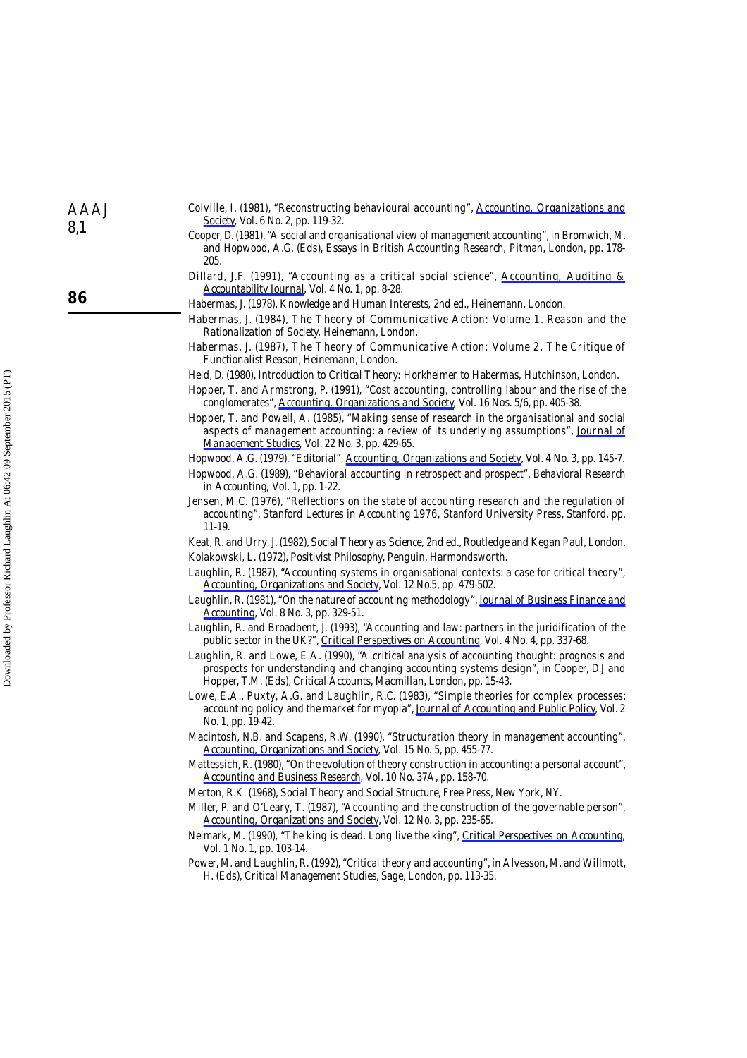Colville, I. (1981), "Reconstructing behavioural accounting", Accounting, Organizations and Society, Vol. 6 No. 2, pp. 119-32.

Cooper, D. (1981), "A social and organisational view of management accounting", in Bromwich, M. and Hopwood, A.G. (Eds), Essays in British Accounting Research, Pitman, London, pp. 178-205.

Dillard, J.F. (1991), "Accounting as a critical social science", Accounting, Auditing & Accountability Journal, Vol. 4 No. 1, pp. 8-28.

Habermas, J. (1978), Knowledge and Human Interests, 2nd ed., Heinemann, London.

Habermas, J. (1984), The Theory of Communicative Action: Volume 1. Reason and the Rationalization of Society, Heinemann, London.

Habermas, J. (1987), The Theory of Communicative Action: Volume 2. The Critique of Functionalist Reason, Heinemann, London.

Held, D. (1980), Introduction to Critical Theory: Horkheimer to Habermas, Hutchinson, London.

Hopper, T. and Armstrong, P. (1991), "Cost accounting, controlling labour and the rise of the conglomerates", Accounting, Organizations and Society, Vol. 16 Nos. 5/6, pp. 405-38.

Hopper, T. and Powell, A. (1985), "Making sense of research in the organisational and social aspects of management accounting: a review of its underlying assumptions", Journal of Management Studies, Vol. 22 No. 3, pp. 429-65.

Hopwood, A.G. (1979), "Editorial", Accounting, Organizations and Society, Vol. 4 No. 3, pp. 145-7.

Hopwood, A.G. (1989), "Behavioral accounting in retrospect and prospect", Behavioral Research in Accounting, Vol. 1, pp. 1-22.

Jensen, M.C. (1976), "Reflections on the state of accounting research and the regulation of accounting", Stanford Lectures in Accounting 1976, Stanford University Press, Stanford, pp. 11-19.

Keat, R. and Urry, J. (1982), Social Theory as Science, 2nd ed., Routledge and Kegan Paul, London.

Kolakowski, L. (1972), Positivist Philosophy, Penguin, Harmondsworth.

Laughlin, R. (1987), "Accounting systems in organisational contexts: a case for critical theory", Accounting, Organizations and Society, Vol. 12 No.5, pp. 479-502.

Laughlin, R. (1981), "On the nature of accounting methodology", Journal of Business Finance and Accounting, Vol. 8 No. 3, pp. 329-51.

Laughlin, R. and Broadbent, J. (1993), "Accounting and law: partners in the juridification of the public sector in the UK?", Critical Perspectives on Accounting, Vol. 4 No. 4, pp. 337-68.

Laughlin, R. and Lowe, E.A. (1990), "A critical analysis of accounting thought: prognosis and prospects for understanding and changing accounting systems design", in Cooper, D.J and Hopper, T.M. (Eds), Critical Accounts, Macmillan, London, pp. 15-43.

Lowe, E.A., Puxty, A.G. and Laughlin, R.C. (1983), "Simple theories for complex processes: accounting policy and the market for myopia", Journal of Accounting and Public Policy, Vol. 2 No. 1, pp. 19-42.

Macintosh, N.B. and Scapens, R.W. (1990), "Structuration theory in management accounting", Accounting, Organizations and Society, Vol. 15 No. 5, pp. 455-77.

Mattessich, R. (1980), "On the evolution of theory construction in accounting: a personal account", Accounting and Business Research, Vol. 10 No. 37A, pp. 158-70.

Merton, R.K. (1968), Social Theory and Social Structure, Free Press, New York, NY.

Miller, P. and O'Leary, T. (1987), "Accounting and the construction of the governable person", Accounting, Organizations and Society, Vol. 12 No. 3, pp. 235-65.

Neimark, M. (1990), "The king is dead. Long live the king", Critical Perspectives on Accounting, Vol. 1 No. 1, pp. 103-14.

Power, M. and Laughlin, R. (1992), "Critical theory and accounting", in Alvesson, M. and Willmott, H. (Eds), Critical Management Studies, Sage, London, pp. 113-35.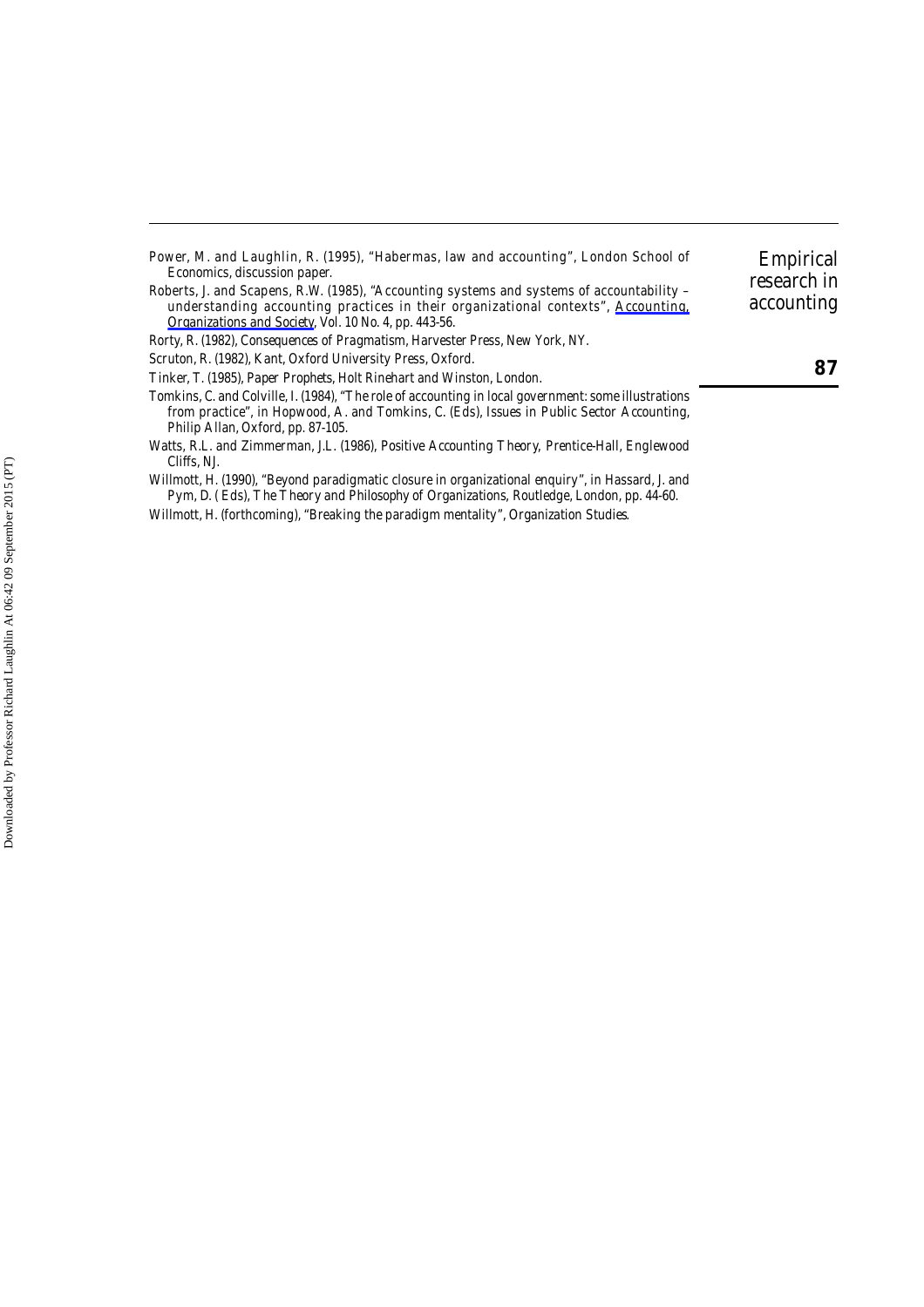Power, M. and Laughlin, R. (1995), "Habermas, law and accounting", London School of Economics, discussion paper.

Roberts, J. and Scapens, R.W. (1985), "Accounting systems and systems of accountability – understanding accounting practices in their organizational contexts", *Accounting, Organizations and Society*, Vol. 10 No. 4, pp. 443-56.

Rorty, R. (1982), *Consequences of Pragmatism*, Harvester Press, New York, NY.

Scruton, R. (1982), *Kant*, Oxford University Press, Oxford.

Tinker, T. (1985), *Paper Prophets*, Holt Rinehart and Winston, London.

Tomkins, C. and Colville, I. (1984), "The role of accounting in local government: some illustrations from practice", in Hopwood, A. and Tomkins, C. (Eds), *Issues in Public Sector Accounting*, Philip Allan, Oxford, pp. 87-105.

Watts, R.L. and Zimmerman, J.L. (1986), *Positive Accounting Theory*, Prentice-Hall, Englewood Cliffs, NJ.

Willmott, H. (1990), "Beyond paradigmatic closure in organizational enquiry", in Hassard, J. and Pym, D. (Eds), *The Theory and Philosophy of Organizations*, Routledge, London, pp. 44-60.

Willmott, H. (forthcoming), "Breaking the paradigm mentality", *Organization Studies*.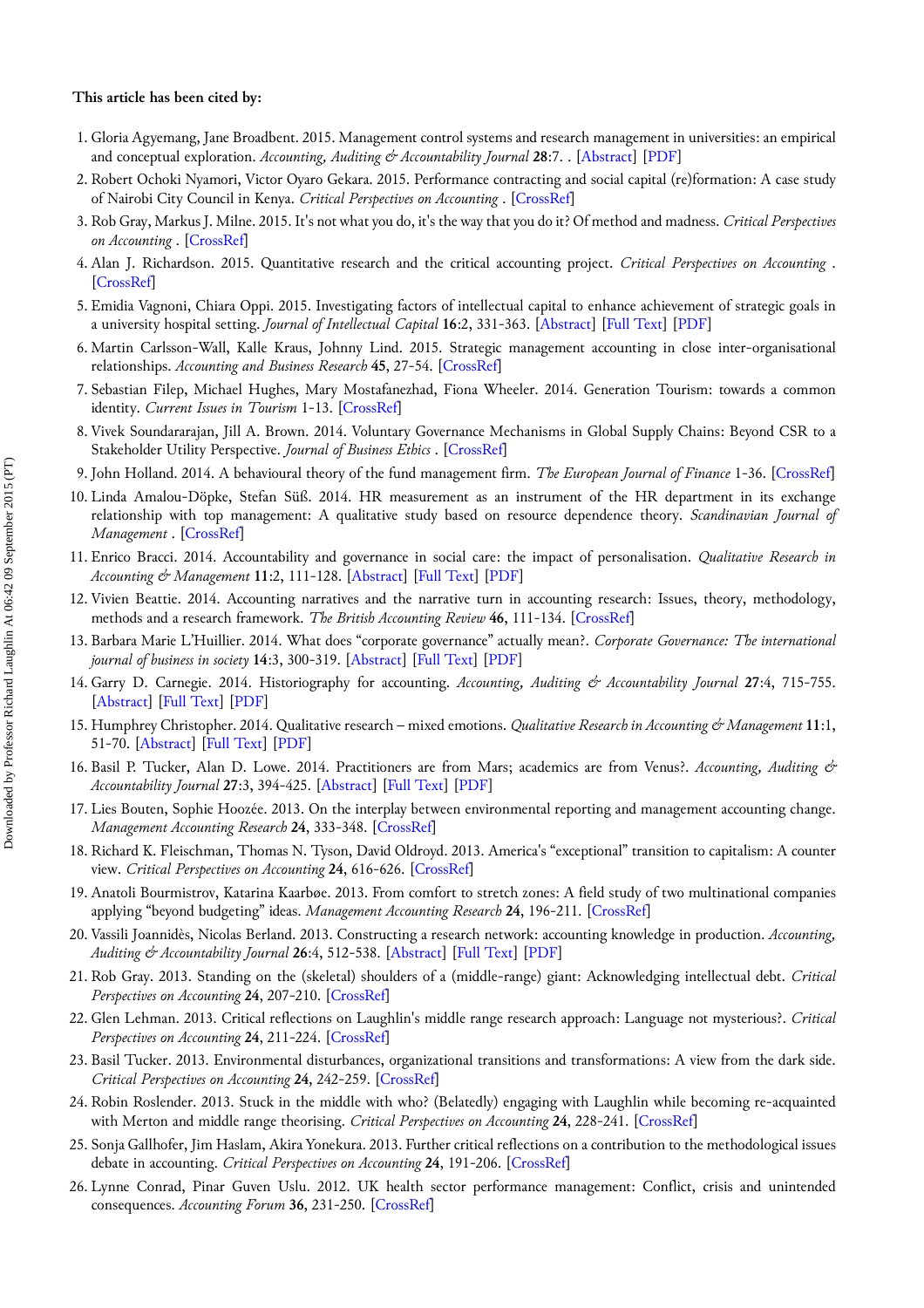**This article has been cited by:**

1. Gloria Agyemang, Jane Broadbent. 2015. Management control systems and research management in universities: an empirical and conceptual exploration. *Accounting, Auditing & Accountability Journal* **28**:7. . [Abstract] [PDF]
2. Robert Ochoki Nyamori, Victor Oyaro Gekara. 2015. Performance contracting and social capital (re)formation: A case study of Nairobi City Council in Kenya. *Critical Perspectives on Accounting* . [CrossRef]
3. Rob Gray, Markus J. Milne. 2015. It's not what you do, it's the way that you do it? Of method and madness. *Critical Perspectives on Accounting* . [CrossRef]
4. Alan J. Richardson. 2015. Quantitative research and the critical accounting project. *Critical Perspectives on Accounting* . [CrossRef]
5. Emidia Vagnoni, Chiara Oppi. 2015. Investigating factors of intellectual capital to enhance achievement of strategic goals in a university hospital setting. *Journal of Intellectual Capital* **16**:2, 331-363. [Abstract] [Full Text] [PDF]
6. Martin Carlsson-Wall, Kalle Kraus, Johnny Lind. 2015. Strategic management accounting in close inter-organisational relationships. *Accounting and Business Research* **45**, 27-54. [CrossRef]
7. Sebastian Filep, Michael Hughes, Mary Mostafanezhad, Fiona Wheeler. 2014. Generation Tourism: towards a common identity. *Current Issues in Tourism* 1-13. [CrossRef]
8. Vivek Soundararajan, Jill A. Brown. 2014. Voluntary Governance Mechanisms in Global Supply Chains: Beyond CSR to a Stakeholder Utility Perspective. *Journal of Business Ethics* . [CrossRef]
9. John Holland. 2014. A behavioural theory of the fund management firm. *The European Journal of Finance* 1-36. [CrossRef]
10. Linda Amalou-Döpke, Stefan Süß. 2014. HR measurement as an instrument of the HR department in its exchange relationship with top management: A qualitative study based on resource dependence theory. *Scandinavian Journal of Management* . [CrossRef]
11. Enrico Bracci. 2014. Accountability and governance in social care: the impact of personalisation. *Qualitative Research in Accounting & Management* **11**:2, 111-128. [Abstract] [Full Text] [PDF]
12. Vivien Beattie. 2014. Accounting narratives and the narrative turn in accounting research: Issues, theory, methodology, methods and a research framework. *The British Accounting Review* **46**, 111-134. [CrossRef]
13. Barbara Marie L'Huillier. 2014. What does "corporate governance" actually mean?. *Corporate Governance: The international journal of business in society* **14**:3, 300-319. [Abstract] [Full Text] [PDF]
14. Garry D. Carnegie. 2014. Historiography for accounting. *Accounting, Auditing & Accountability Journal* **27**:4, 715-755. [Abstract] [Full Text] [PDF]
15. Humphrey Christopher. 2014. Qualitative research – mixed emotions. *Qualitative Research in Accounting & Management* **11**:1, 51-70. [Abstract] [Full Text] [PDF]
16. Basil P. Tucker, Alan D. Lowe. 2014. Practitioners are from Mars; academics are from Venus?. *Accounting, Auditing & Accountability Journal* **27**:3, 394-425. [Abstract] [Full Text] [PDF]
17. Lies Bouten, Sophie Hoozée. 2013. On the interplay between environmental reporting and management accounting change. *Management Accounting Research* **24**, 333-348. [CrossRef]
18. Richard K. Fleischman, Thomas N. Tyson, David Oldroyd. 2013. America's "exceptional" transition to capitalism: A counter view. *Critical Perspectives on Accounting* **24**, 616-626. [CrossRef]
19. Anatoli Bourmistrov, Katarina Kaarbøe. 2013. From comfort to stretch zones: A field study of two multinational companies applying "beyond budgeting" ideas. *Management Accounting Research* **24**, 196-211. [CrossRef]
20. Vassili Joannidès, Nicolas Berland. 2013. Constructing a research network: accounting knowledge in production. *Accounting, Auditing & Accountability Journal* **26**:4, 512-538. [Abstract] [Full Text] [PDF]
21. Rob Gray. 2013. Standing on the (skeletal) shoulders of a (middle-range) giant: Acknowledging intellectual debt. *Critical Perspectives on Accounting* **24**, 207-210. [CrossRef]
22. Glen Lehman. 2013. Critical reflections on Laughlin's middle range research approach: Language not mysterious?. *Critical Perspectives on Accounting* **24**, 211-224. [CrossRef]
23. Basil Tucker. 2013. Environmental disturbances, organizational transitions and transformations: A view from the dark side. *Critical Perspectives on Accounting* **24**, 242-259. [CrossRef]
24. Robin Roslender. 2013. Stuck in the middle with who? (Belatedly) engaging with Laughlin while becoming re-acquainted with Merton and middle range theorising. *Critical Perspectives on Accounting* **24**, 228-241. [CrossRef]
25. Sonja Gallhofer, Jim Haslam, Akira Yonekura. 2013. Further critical reflections on a contribution to the methodological issues debate in accounting. *Critical Perspectives on Accounting* **24**, 191-206. [CrossRef]
26. Lynne Conrad, Pinar Guven Uslu. 2012. UK health sector performance management: Conflict, crisis and unintended consequences. *Accounting Forum* **36**, 231-250. [CrossRef]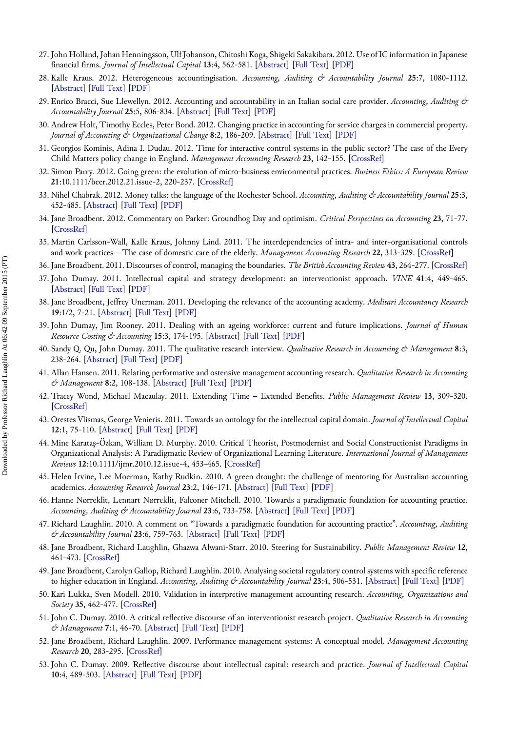27. John Holland, Johan Henningsson, Ulf Johanson, Chitoshi Koga, Shigeki Sakakibara. 2012. Use of IC information in Japanese financial firms. *Journal of Intellectual Capital* **13**:4, 562-581. [Abstract] [Full Text] [PDF]

28. Kalle Kraus. 2012. Heterogeneous accountingisation. *Accounting, Auditing & Accountability Journal* **25**:7, 1080-1112. [Abstract] [Full Text] [PDF]

29. Enrico Bracci, Sue Llewellyn. 2012. Accounting and accountability in an Italian social care provider. *Accounting, Auditing & Accountability Journal* **25**:5, 806-834. [Abstract] [Full Text] [PDF]

30. Andrew Holt, Timothy Eccles, Peter Bond. 2012. Changing practice in accounting for service charges in commercial property. *Journal of Accounting & Organizational Change* **8**:2, 186-209. [Abstract] [Full Text] [PDF]

31. Georgios Kominis, Adina I. Dudau. 2012. Time for interactive control systems in the public sector? The case of the Every Child Matters policy change in England. *Management Accounting Research* **23**, 142-155. [CrossRef]

32. Simon Parry. 2012. Going green: the evolution of micro-business environmental practices. *Business Ethics: A European Review* **21**:10.1111/beer.2012.21.issue-2, 220-237. [CrossRef]

33. Nihel Chabrak. 2012. Money talks: the language of the Rochester School. *Accounting, Auditing & Accountability Journal* **25**:3, 452-485. [Abstract] [Full Text] [PDF]

34. Jane Broadbent. 2012. Commentary on Parker: Groundhog Day and optimism. *Critical Perspectives on Accounting* **23**, 71-77. [CrossRef]

35. Martin Carlsson-Wall, Kalle Kraus, Johnny Lind. 2011. The interdependencies of intra- and inter-organisational controls and work practices—The case of domestic care of the elderly. *Management Accounting Research* **22**, 313-329. [CrossRef]

36. Jane Broadbent. 2011. Discourses of control, managing the boundaries. *The British Accounting Review* **43**, 264-277. [CrossRef]

37. John Dumay. 2011. Intellectual capital and strategy development: an interventionist approach. *VINE* **41**:4, 449-465. [Abstract] [Full Text] [PDF]

38. Jane Broadbent, Jeffrey Unerman. 2011. Developing the relevance of the accounting academy. *Meditari Accountancy Research* **19**:1/2, 7-21. [Abstract] [Full Text] [PDF]

39. John Dumay, Jim Rooney. 2011. Dealing with an ageing workforce: current and future implications. *Journal of Human Resource Costing & Accounting* **15**:3, 174-195. [Abstract] [Full Text] [PDF]

40. Sandy Q. Qu, John Dumay. 2011. The qualitative research interview. *Qualitative Research in Accounting & Management* **8**:3, 238-264. [Abstract] [Full Text] [PDF]

41. Allan Hansen. 2011. Relating performative and ostensive management accounting research. *Qualitative Research in Accounting & Management* **8**:2, 108-138. [Abstract] [Full Text] [PDF]

42. Tracey Wond, Michael Macaulay. 2011. Extending Time – Extended Benefits. *Public Management Review* **13**, 309-320. [CrossRef]

43. Orestes Vlismas, George Venieris. 2011. Towards an ontology for the intellectual capital domain. *Journal of Intellectual Capital* **12**:1, 75-110. [Abstract] [Full Text] [PDF]

44. Mine Karataş-Özkan, William D. Murphy. 2010. Critical Theorist, Postmodernist and Social Constructionist Paradigms in Organizational Analysis: A Paradigmatic Review of Organizational Learning Literature. *International Journal of Management Reviews* **12**:10.1111/ijmr.2010.12.issue-4, 453-465. [CrossRef]

45. Helen Irvine, Lee Moerman, Kathy Rudkin. 2010. A green drought: the challenge of mentoring for Australian accounting academics. *Accounting Research Journal* **23**:2, 146-171. [Abstract] [Full Text] [PDF]

46. Hanne Nørreklit, Lennart Nørreklit, Falconer Mitchell. 2010. Towards a paradigmatic foundation for accounting practice. *Accounting, Auditing & Accountability Journal* **23**:6, 733-758. [Abstract] [Full Text] [PDF]

47. Richard Laughlin. 2010. A comment on "Towards a paradigmatic foundation for accounting practice". *Accounting, Auditing & Accountability Journal* **23**:6, 759-763. [Abstract] [Full Text] [PDF]

48. Jane Broadbent, Richard Laughlin, Ghazwa Alwani-Starr. 2010. Steering for Sustainability. *Public Management Review* **12**, 461-473. [CrossRef]

49. Jane Broadbent, Carolyn Gallop, Richard Laughlin. 2010. Analysing societal regulatory control systems with specific reference to higher education in England. *Accounting, Auditing & Accountability Journal* **23**:4, 506-531. [Abstract] [Full Text] [PDF]

50. Kari Lukka, Sven Modell. 2010. Validation in interpretive management accounting research. *Accounting, Organizations and Society* **35**, 462-477. [CrossRef]

51. John C. Dumay. 2010. A critical reflective discourse of an interventionist research project. *Qualitative Research in Accounting & Management* **7**:1, 46-70. [Abstract] [Full Text] [PDF]

52. Jane Broadbent, Richard Laughlin. 2009. Performance management systems: A conceptual model. *Management Accounting Research* **20**, 283-295. [CrossRef]

53. John C. Dumay. 2009. Reflective discourse about intellectual capital: research and practice. *Journal of Intellectual Capital* **10**:4, 489-503. [Abstract] [Full Text] [PDF]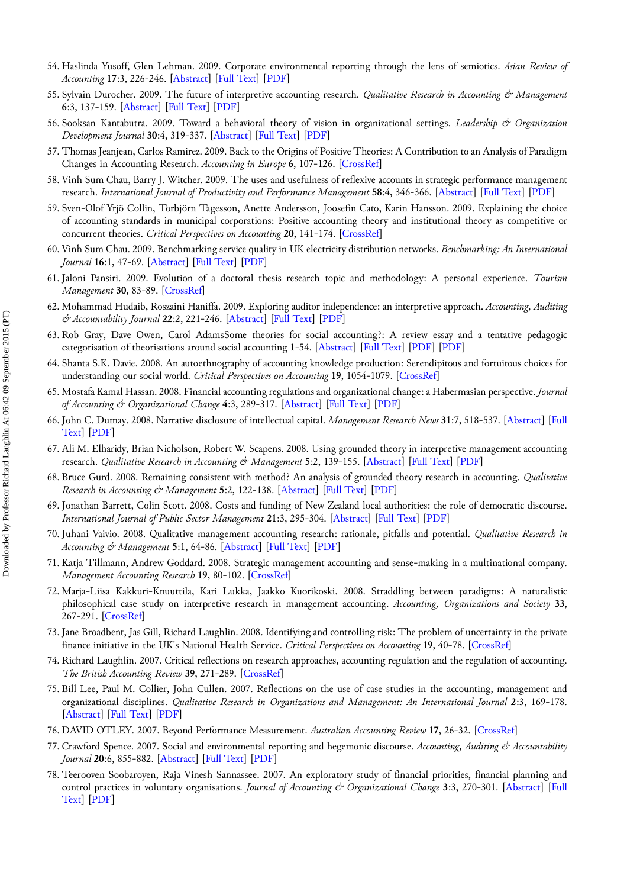54. Haslinda Yusoff, Glen Lehman. 2009. Corporate environmental reporting through the lens of semiotics. *Asian Review of Accounting* **17**:3, 226-246. [Abstract] [Full Text] [PDF]
55. Sylvain Durocher. 2009. The future of interpretive accounting research. *Qualitative Research in Accounting & Management* **6**:3, 137-159. [Abstract] [Full Text] [PDF]
56. Sooksan Kantabutra. 2009. Toward a behavioral theory of vision in organizational settings. *Leadership & Organization Development Journal* **30**:4, 319-337. [Abstract] [Full Text] [PDF]
57. Thomas Jeanjean, Carlos Ramirez. 2009. Back to the Origins of Positive Theories: A Contribution to an Analysis of Paradigm Changes in Accounting Research. *Accounting in Europe* **6**, 107-126. [CrossRef]
58. Vinh Sum Chau, Barry J. Witcher. 2009. The uses and usefulness of reflexive accounts in strategic performance management research. *International Journal of Productivity and Performance Management* **58**:4, 346-366. [Abstract] [Full Text] [PDF]
59. Sven-Olof Yrjö Collin, Torbjörn Tagesson, Anette Andersson, Joosefin Cato, Karin Hansson. 2009. Explaining the choice of accounting standards in municipal corporations: Positive accounting theory and institutional theory as competitive or concurrent theories. *Critical Perspectives on Accounting* **20**, 141-174. [CrossRef]
60. Vinh Sum Chau. 2009. Benchmarking service quality in UK electricity distribution networks. *Benchmarking: An International Journal* **16**:1, 47-69. [Abstract] [Full Text] [PDF]
61. Jaloni Pansiri. 2009. Evolution of a doctoral thesis research topic and methodology: A personal experience. *Tourism Management* **30**, 83-89. [CrossRef]
62. Mohammad Hudaib, Roszaini Haniffa. 2009. Exploring auditor independence: an interpretive approach. *Accounting, Auditing & Accountability Journal* **22**:2, 221-246. [Abstract] [Full Text] [PDF]
63. Rob Gray, Dave Owen, Carol AdamsSome theories for social accounting?: A review essay and a tentative pedagogic categorisation of theorisations around social accounting 1-54. [Abstract] [Full Text] [PDF] [PDF]
64. Shanta S.K. Davie. 2008. An autoethnography of accounting knowledge production: Serendipitous and fortuitous choices for understanding our social world. *Critical Perspectives on Accounting* **19**, 1054-1079. [CrossRef]
65. Mostafa Kamal Hassan. 2008. Financial accounting regulations and organizational change: a Habermasian perspective. *Journal of Accounting & Organizational Change* **4**:3, 289-317. [Abstract] [Full Text] [PDF]
66. John C. Dumay. 2008. Narrative disclosure of intellectual capital. *Management Research News* **31**:7, 518-537. [Abstract] [Full Text] [PDF]
67. Ali M. Elharidy, Brian Nicholson, Robert W. Scapens. 2008. Using grounded theory in interpretive management accounting research. *Qualitative Research in Accounting & Management* **5**:2, 139-155. [Abstract] [Full Text] [PDF]
68. Bruce Gurd. 2008. Remaining consistent with method? An analysis of grounded theory research in accounting. *Qualitative Research in Accounting & Management* **5**:2, 122-138. [Abstract] [Full Text] [PDF]
69. Jonathan Barrett, Colin Scott. 2008. Costs and funding of New Zealand local authorities: the role of democratic discourse. *International Journal of Public Sector Management* **21**:3, 295-304. [Abstract] [Full Text] [PDF]
70. Juhani Vaivio. 2008. Qualitative management accounting research: rationale, pitfalls and potential. *Qualitative Research in Accounting & Management* **5**:1, 64-86. [Abstract] [Full Text] [PDF]
71. Katja Tillmann, Andrew Goddard. 2008. Strategic management accounting and sense-making in a multinational company. *Management Accounting Research* **19**, 80-102. [CrossRef]
72. Marja-Liisa Kakkuri-Knuuttila, Kari Lukka, Jaakko Kuorikoski. 2008. Straddling between paradigms: A naturalistic philosophical case study on interpretive research in management accounting. *Accounting, Organizations and Society* **33**, 267-291. [CrossRef]
73. Jane Broadbent, Jas Gill, Richard Laughlin. 2008. Identifying and controlling risk: The problem of uncertainty in the private finance initiative in the UK's National Health Service. *Critical Perspectives on Accounting* **19**, 40-78. [CrossRef]
74. Richard Laughlin. 2007. Critical reflections on research approaches, accounting regulation and the regulation of accounting. *The British Accounting Review* **39**, 271-289. [CrossRef]
75. Bill Lee, Paul M. Collier, John Cullen. 2007. Reflections on the use of case studies in the accounting, management and organizational disciplines. *Qualitative Research in Organizations and Management: An International Journal* **2**:3, 169-178. [Abstract] [Full Text] [PDF]
76. DAVID OTLEY. 2007. Beyond Performance Measurement. *Australian Accounting Review* **17**, 26-32. [CrossRef]
77. Crawford Spence. 2007. Social and environmental reporting and hegemonic discourse. *Accounting, Auditing & Accountability Journal* **20**:6, 855-882. [Abstract] [Full Text] [PDF]
78. Teerooven Soobaroyen, Raja Vinesh Sannassee. 2007. An exploratory study of financial priorities, financial planning and control practices in voluntary organisations. *Journal of Accounting & Organizational Change* **3**:3, 270-301. [Abstract] [Full Text] [PDF]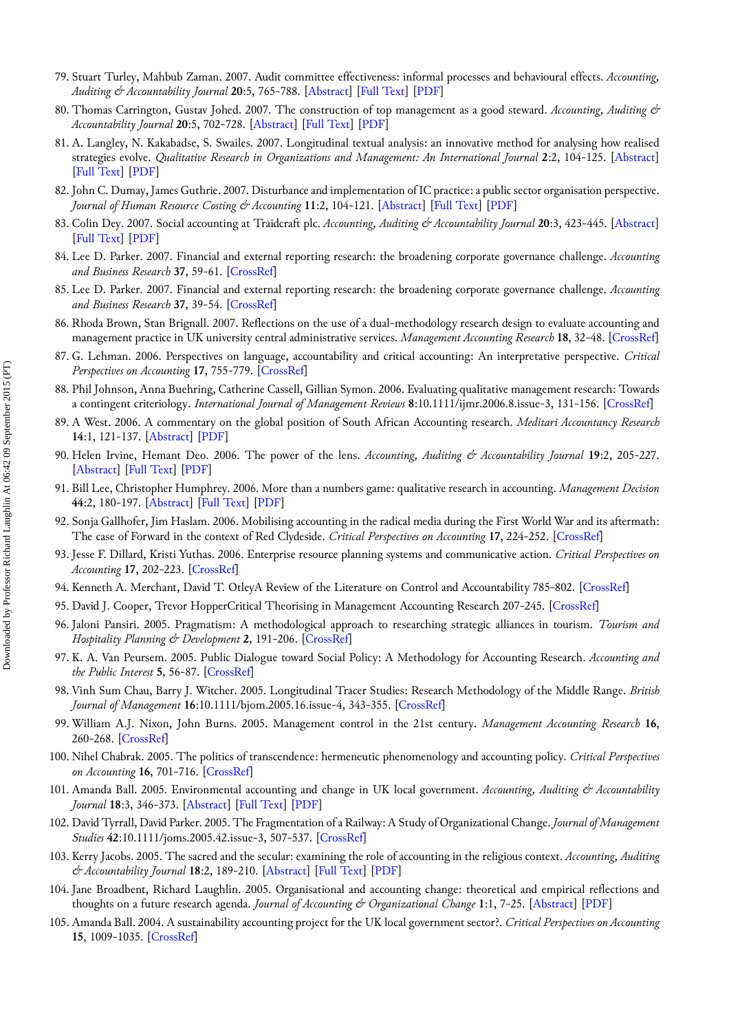79. Stuart Turley, Mahbub Zaman. 2007. Audit committee effectiveness: informal processes and behavioural effects. *Accounting, Auditing & Accountability Journal* **20**:5, 765-788. [Abstract] [Full Text] [PDF]
80. Thomas Carrington, Gustav Johed. 2007. The construction of top management as a good steward. *Accounting, Auditing & Accountability Journal* **20**:5, 702-728. [Abstract] [Full Text] [PDF]
81. A. Langley, N. Kakabadse, S. Swailes. 2007. Longitudinal textual analysis: an innovative method for analysing how realised strategies evolve. *Qualitative Research in Organizations and Management: An International Journal* **2**:2, 104-125. [Abstract] [Full Text] [PDF]
82. John C. Dumay, James Guthrie. 2007. Disturbance and implementation of IC practice: a public sector organisation perspective. *Journal of Human Resource Costing & Accounting* **11**:2, 104-121. [Abstract] [Full Text] [PDF]
83. Colin Dey. 2007. Social accounting at Traidcraft plc. *Accounting, Auditing & Accountability Journal* **20**:3, 423-445. [Abstract] [Full Text] [PDF]
84. Lee D. Parker. 2007. Financial and external reporting research: the broadening corporate governance challenge. *Accounting and Business Research* **37**, 59-61. [CrossRef]
85. Lee D. Parker. 2007. Financial and external reporting research: the broadening corporate governance challenge. *Accounting and Business Research* **37**, 39-54. [CrossRef]
86. Rhoda Brown, Stan Brignall. 2007. Reflections on the use of a dual-methodology research design to evaluate accounting and management practice in UK university central administrative services. *Management Accounting Research* **18**, 32-48. [CrossRef]
87. G. Lehman. 2006. Perspectives on language, accountability and critical accounting: An interpretative perspective. *Critical Perspectives on Accounting* **17**, 755-779. [CrossRef]
88. Phil Johnson, Anna Buehring, Catherine Cassell, Gillian Symon. 2006. Evaluating qualitative management research: Towards a contingent criteriology. *International Journal of Management Reviews* **8**:10.1111/ijmr.2006.8.issue-3, 131-156. [CrossRef]
89. A West. 2006. A commentary on the global position of South African Accounting research. *Meditari Accountancy Research* **14**:1, 121-137. [Abstract] [PDF]
90. Helen Irvine, Hemant Deo. 2006. The power of the lens. *Accounting, Auditing & Accountability Journal* **19**:2, 205-227. [Abstract] [Full Text] [PDF]
91. Bill Lee, Christopher Humphrey. 2006. More than a numbers game: qualitative research in accounting. *Management Decision* **44**:2, 180-197. [Abstract] [Full Text] [PDF]
92. Sonja Gallhofer, Jim Haslam. 2006. Mobilising accounting in the radical media during the First World War and its aftermath: The case of Forward in the context of Red Clydeside. *Critical Perspectives on Accounting* **17**, 224-252. [CrossRef]
93. Jesse F. Dillard, Kristi Yuthas. 2006. Enterprise resource planning systems and communicative action. *Critical Perspectives on Accounting* **17**, 202-223. [CrossRef]
94. Kenneth A. Merchant, David T. OtleyA Review of the Literature on Control and Accountability 785-802. [CrossRef]
95. David J. Cooper, Trevor HopperCritical Theorising in Management Accounting Research 207-245. [CrossRef]
96. Jaloni Pansiri. 2005. Pragmatism: A methodological approach to researching strategic alliances in tourism. *Tourism and Hospitality Planning & Development* **2**, 191-206. [CrossRef]
97. K. A. Van Peursem. 2005. Public Dialogue toward Social Policy: A Methodology for Accounting Research. *Accounting and the Public Interest* **5**, 56-87. [CrossRef]
98. Vinh Sum Chau, Barry J. Witcher. 2005. Longitudinal Tracer Studies: Research Methodology of the Middle Range. *British Journal of Management* **16**:10.1111/bjom.2005.16.issue-4, 343-355. [CrossRef]
99. William A.J. Nixon, John Burns. 2005. Management control in the 21st century. *Management Accounting Research* **16**, 260-268. [CrossRef]
100. Nihel Chabrak. 2005. The politics of transcendence: hermeneutic phenomenology and accounting policy. *Critical Perspectives on Accounting* **16**, 701-716. [CrossRef]
101. Amanda Ball. 2005. Environmental accounting and change in UK local government. *Accounting, Auditing & Accountability Journal* **18**:3, 346-373. [Abstract] [Full Text] [PDF]
102. David Tyrrall, David Parker. 2005. The Fragmentation of a Railway: A Study of Organizational Change. *Journal of Management Studies* **42**:10.1111/joms.2005.42.issue-3, 507-537. [CrossRef]
103. Kerry Jacobs. 2005. The sacred and the secular: examining the role of accounting in the religious context. *Accounting, Auditing & Accountability Journal* **18**:2, 189-210. [Abstract] [Full Text] [PDF]
104. Jane Broadbent, Richard Laughlin. 2005. Organisational and accounting change: theoretical and empirical reflections and thoughts on a future research agenda. *Journal of Accounting & Organizational Change* **1**:1, 7-25. [Abstract] [PDF]
105. Amanda Ball. 2004. A sustainability accounting project for the UK local government sector?. *Critical Perspectives on Accounting* **15**, 1009-1035. [CrossRef]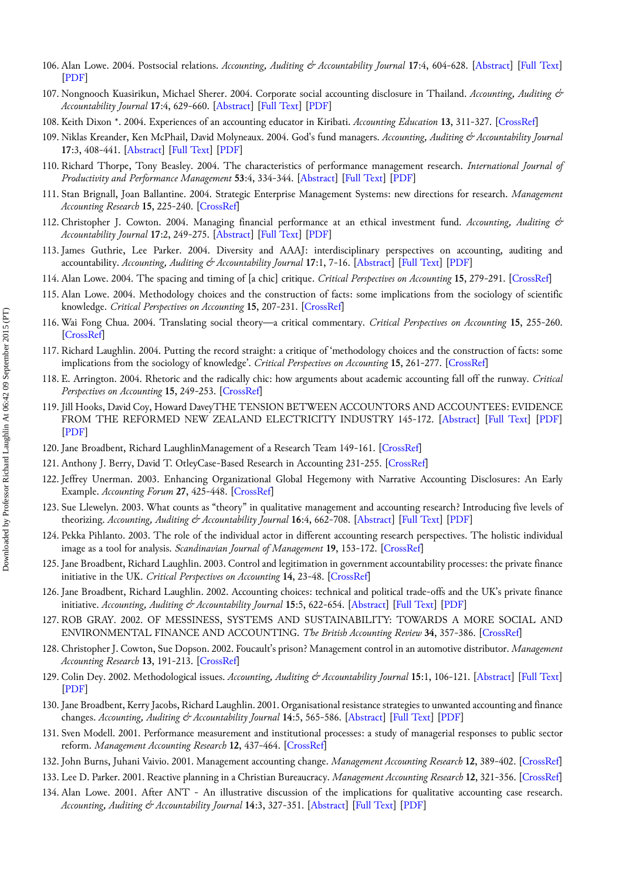106. Alan Lowe. 2004. Postsocial relations. *Accounting, Auditing & Accountability Journal* **17**:4, 604-628. [Abstract] [Full Text] [PDF]
107. Nongnooch Kuasirikun, Michael Sherer. 2004. Corporate social accounting disclosure in Thailand. *Accounting, Auditing & Accountability Journal* **17**:4, 629-660. [Abstract] [Full Text] [PDF]
108. Keith Dixon *. 2004. Experiences of an accounting educator in Kiribati. *Accounting Education* **13**, 311-327. [CrossRef]
109. Niklas Kreander, Ken McPhail, David Molyneaux. 2004. God's fund managers. *Accounting, Auditing & Accountability Journal* **17**:3, 408-441. [Abstract] [Full Text] [PDF]
110. Richard Thorpe, Tony Beasley. 2004. The characteristics of performance management research. *International Journal of Productivity and Performance Management* **53**:4, 334-344. [Abstract] [Full Text] [PDF]
111. Stan Brignall, Joan Ballantine. 2004. Strategic Enterprise Management Systems: new directions for research. *Management Accounting Research* **15**, 225-240. [CrossRef]
112. Christopher J. Cowton. 2004. Managing financial performance at an ethical investment fund. *Accounting, Auditing & Accountability Journal* **17**:2, 249-275. [Abstract] [Full Text] [PDF]
113. James Guthrie, Lee Parker. 2004. Diversity and AAAJ: interdisciplinary perspectives on accounting, auditing and accountability. *Accounting, Auditing & Accountability Journal* **17**:1, 7-16. [Abstract] [Full Text] [PDF]
114. Alan Lowe. 2004. The spacing and timing of [a chic] critique. *Critical Perspectives on Accounting* **15**, 279-291. [CrossRef]
115. Alan Lowe. 2004. Methodology choices and the construction of facts: some implications from the sociology of scientific knowledge. *Critical Perspectives on Accounting* **15**, 207-231. [CrossRef]
116. Wai Fong Chua. 2004. Translating social theory—a critical commentary. *Critical Perspectives on Accounting* **15**, 255-260. [CrossRef]
117. Richard Laughlin. 2004. Putting the record straight: a critique of 'methodology choices and the construction of facts: some implications from the sociology of knowledge'. *Critical Perspectives on Accounting* **15**, 261-277. [CrossRef]
118. E. Arrington. 2004. Rhetoric and the radically chic: how arguments about academic accounting fall off the runway. *Critical Perspectives on Accounting* **15**, 249-253. [CrossRef]
119. Jill Hooks, David Coy, Howard DaveyTHE TENSION BETWEEN ACCOUNTORS AND ACCOUNTEES: EVIDENCE FROM THE REFORMED NEW ZEALAND ELECTRICITY INDUSTRY 145-172. [Abstract] [Full Text] [PDF] [PDF]
120. Jane Broadbent, Richard LaughlinManagement of a Research Team 149-161. [CrossRef]
121. Anthony J. Berry, David T. OtleyCase-Based Research in Accounting 231-255. [CrossRef]
122. Jeffrey Unerman. 2003. Enhancing Organizational Global Hegemony with Narrative Accounting Disclosures: An Early Example. *Accounting Forum* **27**, 425-448. [CrossRef]
123. Sue Llewelyn. 2003. What counts as "theory" in qualitative management and accounting research? Introducing five levels of theorizing. *Accounting, Auditing & Accountability Journal* **16**:4, 662-708. [Abstract] [Full Text] [PDF]
124. Pekka Pihlanto. 2003. The role of the individual actor in different accounting research perspectives. The holistic individual image as a tool for analysis. *Scandinavian Journal of Management* **19**, 153-172. [CrossRef]
125. Jane Broadbent, Richard Laughlin. 2003. Control and legitimation in government accountability processes: the private finance initiative in the UK. *Critical Perspectives on Accounting* **14**, 23-48. [CrossRef]
126. Jane Broadbent, Richard Laughlin. 2002. Accounting choices: technical and political trade-offs and the UK's private finance initiative. *Accounting, Auditing & Accountability Journal* **15**:5, 622-654. [Abstract] [Full Text] [PDF]
127. ROB GRAY. 2002. OF MESSINESS, SYSTEMS AND SUSTAINABILITY: TOWARDS A MORE SOCIAL AND ENVIRONMENTAL FINANCE AND ACCOUNTING. *The British Accounting Review* **34**, 357-386. [CrossRef]
128. Christopher J. Cowton, Sue Dopson. 2002. Foucault's prison? Management control in an automotive distributor. *Management Accounting Research* **13**, 191-213. [CrossRef]
129. Colin Dey. 2002. Methodological issues. *Accounting, Auditing & Accountability Journal* **15**:1, 106-121. [Abstract] [Full Text] [PDF]
130. Jane Broadbent, Kerry Jacobs, Richard Laughlin. 2001. Organisational resistance strategies to unwanted accounting and finance changes. *Accounting, Auditing & Accountability Journal* **14**:5, 565-586. [Abstract] [Full Text] [PDF]
131. Sven Modell. 2001. Performance measurement and institutional processes: a study of managerial responses to public sector reform. *Management Accounting Research* **12**, 437-464. [CrossRef]
132. John Burns, Juhani Vaivio. 2001. Management accounting change. *Management Accounting Research* **12**, 389-402. [CrossRef]
133. Lee D. Parker. 2001. Reactive planning in a Christian Bureaucracy. *Management Accounting Research* **12**, 321-356. [CrossRef]
134. Alan Lowe. 2001. After ANT - An illustrative discussion of the implications for qualitative accounting case research. *Accounting, Auditing & Accountability Journal* **14**:3, 327-351. [Abstract] [Full Text] [PDF]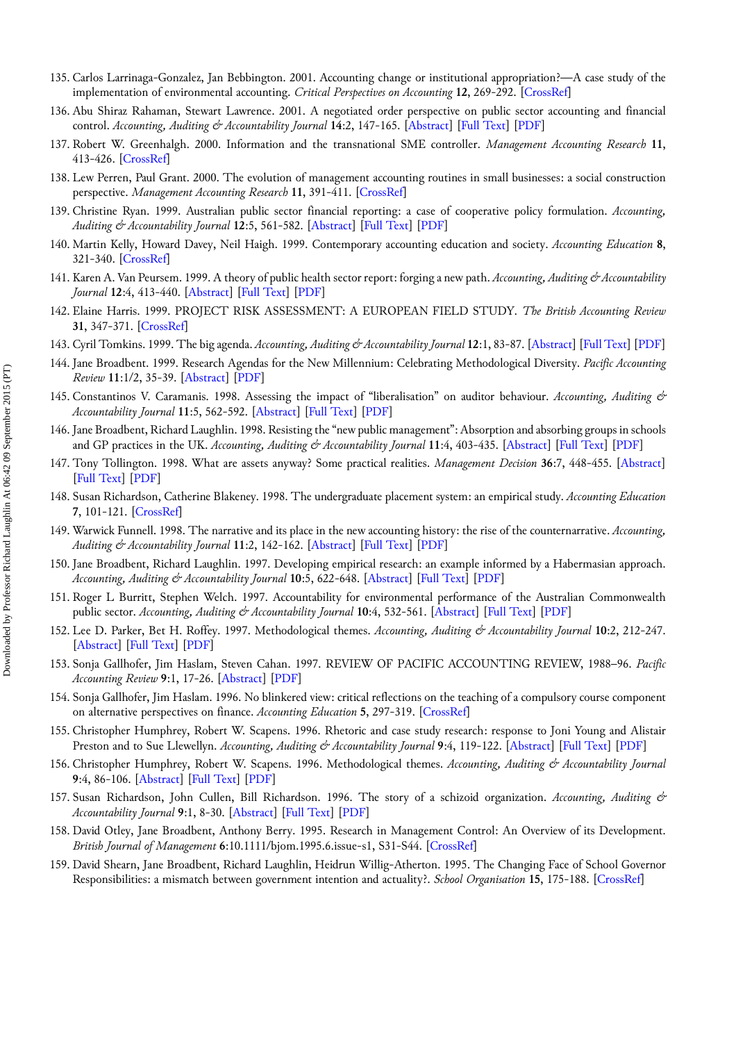135. Carlos Larrinaga-Gonzalez, Jan Bebbington. 2001. Accounting change or institutional appropriation?—A case study of the implementation of environmental accounting. *Critical Perspectives on Accounting* **12**, 269-292. [CrossRef]
136. Abu Shiraz Rahaman, Stewart Lawrence. 2001. A negotiated order perspective on public sector accounting and financial control. *Accounting, Auditing & Accountability Journal* **14**:2, 147-165. [Abstract] [Full Text] [PDF]
137. Robert W. Greenhalgh. 2000. Information and the transnational SME controller. *Management Accounting Research* **11**, 413-426. [CrossRef]
138. Lew Perren, Paul Grant. 2000. The evolution of management accounting routines in small businesses: a social construction perspective. *Management Accounting Research* **11**, 391-411. [CrossRef]
139. Christine Ryan. 1999. Australian public sector financial reporting: a case of cooperative policy formulation. *Accounting, Auditing & Accountability Journal* **12**:5, 561-582. [Abstract] [Full Text] [PDF]
140. Martin Kelly, Howard Davey, Neil Haigh. 1999. Contemporary accounting education and society. *Accounting Education* **8**, 321-340. [CrossRef]
141. Karen A. Van Peursem. 1999. A theory of public health sector report: forging a new path. *Accounting, Auditing & Accountability Journal* **12**:4, 413-440. [Abstract] [Full Text] [PDF]
142. Elaine Harris. 1999. PROJECT RISK ASSESSMENT: A EUROPEAN FIELD STUDY. *The British Accounting Review* **31**, 347-371. [CrossRef]
143. Cyril Tomkins. 1999. The big agenda. *Accounting, Auditing & Accountability Journal* **12**:1, 83-87. [Abstract] [Full Text] [PDF]
144. Jane Broadbent. 1999. Research Agendas for the New Millennium: Celebrating Methodological Diversity. *Pacific Accounting Review* **11**:1/2, 35-39. [Abstract] [PDF]
145. Constantinos V. Caramanis. 1998. Assessing the impact of "liberalisation" on auditor behaviour. *Accounting, Auditing & Accountability Journal* **11**:5, 562-592. [Abstract] [Full Text] [PDF]
146. Jane Broadbent, Richard Laughlin. 1998. Resisting the "new public management": Absorption and absorbing groups in schools and GP practices in the UK. *Accounting, Auditing & Accountability Journal* **11**:4, 403-435. [Abstract] [Full Text] [PDF]
147. Tony Tollington. 1998. What are assets anyway? Some practical realities. *Management Decision* **36**:7, 448-455. [Abstract] [Full Text] [PDF]
148. Susan Richardson, Catherine Blakeney. 1998. The undergraduate placement system: an empirical study. *Accounting Education* **7**, 101-121. [CrossRef]
149. Warwick Funnell. 1998. The narrative and its place in the new accounting history: the rise of the counternarrative. *Accounting, Auditing & Accountability Journal* **11**:2, 142-162. [Abstract] [Full Text] [PDF]
150. Jane Broadbent, Richard Laughlin. 1997. Developing empirical research: an example informed by a Habermasian approach. *Accounting, Auditing & Accountability Journal* **10**:5, 622-648. [Abstract] [Full Text] [PDF]
151. Roger L Burritt, Stephen Welch. 1997. Accountability for environmental performance of the Australian Commonwealth public sector. *Accounting, Auditing & Accountability Journal* **10**:4, 532-561. [Abstract] [Full Text] [PDF]
152. Lee D. Parker, Bet H. Roffey. 1997. Methodological themes. *Accounting, Auditing & Accountability Journal* **10**:2, 212-247. [Abstract] [Full Text] [PDF]
153. Sonja Gallhofer, Jim Haslam, Steven Cahan. 1997. REVIEW OF PACIFIC ACCOUNTING REVIEW, 1988–96. *Pacific Accounting Review* **9**:1, 17-26. [Abstract] [PDF]
154. Sonja Gallhofer, Jim Haslam. 1996. No blinkered view: critical reflections on the teaching of a compulsory course component on alternative perspectives on finance. *Accounting Education* **5**, 297-319. [CrossRef]
155. Christopher Humphrey, Robert W. Scapens. 1996. Rhetoric and case study research: response to Joni Young and Alistair Preston and to Sue Llewellyn. *Accounting, Auditing & Accountability Journal* **9**:4, 119-122. [Abstract] [Full Text] [PDF]
156. Christopher Humphrey, Robert W. Scapens. 1996. Methodological themes. *Accounting, Auditing & Accountability Journal* **9**:4, 86-106. [Abstract] [Full Text] [PDF]
157. Susan Richardson, John Cullen, Bill Richardson. 1996. The story of a schizoid organization. *Accounting, Auditing & Accountability Journal* **9**:1, 8-30. [Abstract] [Full Text] [PDF]
158. David Otley, Jane Broadbent, Anthony Berry. 1995. Research in Management Control: An Overview of its Development. *British Journal of Management* **6**:10.1111/bjom.1995.6.issue-s1, S31-S44. [CrossRef]
159. David Shearn, Jane Broadbent, Richard Laughlin, Heidrun Willig-Atherton. 1995. The Changing Face of School Governor Responsibilities: a mismatch between government intention and actuality?. *School Organisation* **15**, 175-188. [CrossRef]